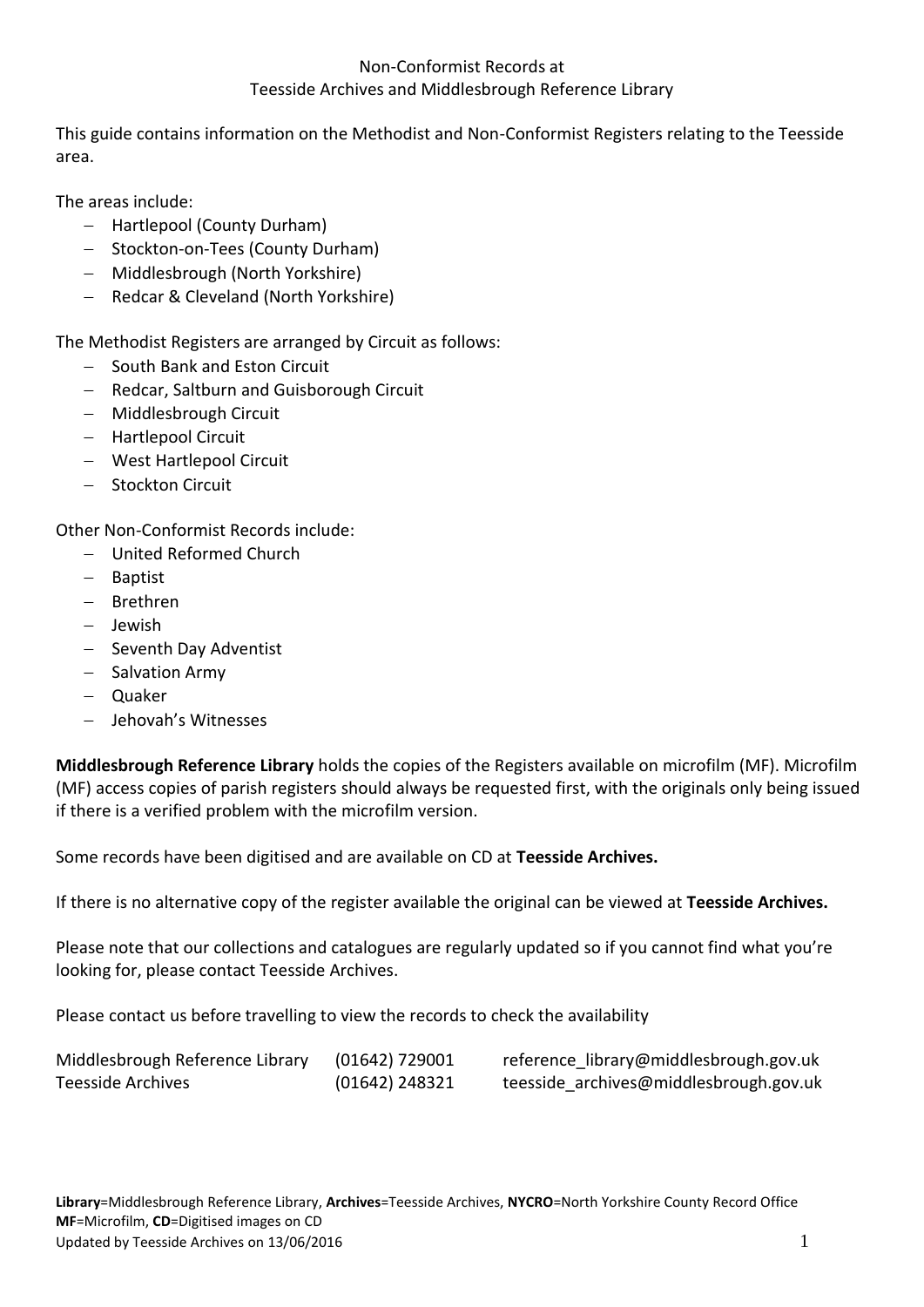# Non-Conformist Records at Teesside Archives and Middlesbrough Reference Library

This guide contains information on the Methodist and Non-Conformist Registers relating to the Teesside area.

The areas include:

- Hartlepool (County Durham)
- Stockton-on-Tees (County Durham)
- Middlesbrough (North Yorkshire)
- Redcar & Cleveland (North Yorkshire)

The Methodist Registers are arranged by Circuit as follows:

- South Bank and Eston Circuit
- Redcar, Saltburn and Guisborough Circuit
- Middlesbrough Circuit
- Hartlepool Circuit
- West Hartlepool Circuit
- Stockton Circuit

Other Non-Conformist Records include:

- United Reformed Church
- Baptist
- Brethren
- Jewish
- Seventh Day Adventist
- Salvation Army
- Quaker
- Jehovah's Witnesses

**Middlesbrough Reference Library** holds the copies of the Registers available on microfilm (MF). Microfilm (MF) access copies of parish registers should always be requested first, with the originals only being issued if there is a verified problem with the microfilm version.

Some records have been digitised and are available on CD at **Teesside Archives.**

If there is no alternative copy of the register available the original can be viewed at **Teesside Archives.**

Please note that our collections and catalogues are regularly updated so if you cannot find what you're looking for, please contact Teesside Archives.

Please contact us before travelling to view the records to check the availability

| | | |
|---|---|---|
| Middlesbrough Reference Library | (01642) 729001 | reference_library@middlesbrough.gov.uk |
| Teesside Archives | (01642) 248321 | teesside_archives@middlesbrough.gov.uk |

**Library**=Middlesbrough Reference Library, **Archives**=Teesside Archives, **NYCRO**=North Yorkshire County Record Office
**MF**=Microfilm, **CD**=Digitised images on CD
Updated by Teesside Archives on 13/06/2016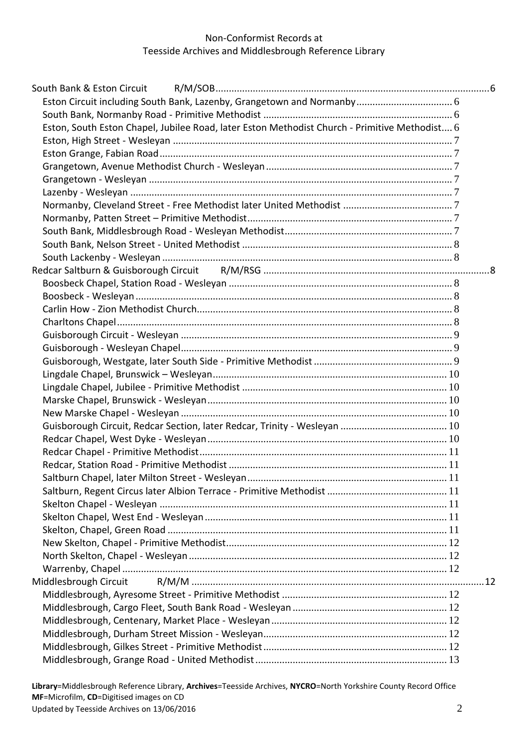South Bank & Eston Circuit R/M/SOB ........ 6

- Eston Circuit including South Bank, Lazenby, Grangetown and Normanby ........ 6
- South Bank, Normanby Road - Primitive Methodist ........ 6
- Eston, South Eston Chapel, Jubilee Road, later Eston Methodist Church - Primitive Methodist ........ 6
- Eston, High Street - Wesleyan ........ 7
- Eston Grange, Fabian Road ........ 7
- Grangetown, Avenue Methodist Church - Wesleyan ........ 7
- Grangetown - Wesleyan ........ 7
- Lazenby - Wesleyan ........ 7
- Normanby, Cleveland Street - Free Methodist later United Methodist ........ 7
- Normanby, Patten Street – Primitive Methodist ........ 7
- South Bank, Middlesbrough Road - Wesleyan Methodist ........ 7
- South Bank, Nelson Street - United Methodist ........ 8
- South Lackenby - Wesleyan ........ 8

Redcar Saltburn & Guisborough Circuit R/M/RSG ........ 8

- Boosbeck Chapel, Station Road - Wesleyan ........ 8
- Boosbeck - Wesleyan ........ 8
- Carlin How - Zion Methodist Church ........ 8
- Charltons Chapel ........ 8
- Guisborough Circuit - Wesleyan ........ 9
- Guisborough - Wesleyan Chapel ........ 9
- Guisborough, Westgate, later South Side - Primitive Methodist ........ 9
- Lingdale Chapel, Brunswick – Wesleyan ........ 10
- Lingdale Chapel, Jubilee - Primitive Methodist ........ 10
- Marske Chapel, Brunswick - Wesleyan ........ 10
- New Marske Chapel - Wesleyan ........ 10
- Guisborough Circuit, Redcar Section, later Redcar, Trinity - Wesleyan ........ 10
- Redcar Chapel, West Dyke - Wesleyan ........ 10
- Redcar Chapel - Primitive Methodist ........ 11
- Redcar, Station Road - Primitive Methodist ........ 11
- Saltburn Chapel, later Milton Street - Wesleyan ........ 11
- Saltburn, Regent Circus later Albion Terrace - Primitive Methodist ........ 11
- Skelton Chapel - Wesleyan ........ 11
- Skelton Chapel, West End - Wesleyan ........ 11
- Skelton, Chapel, Green Road ........ 11
- New Skelton, Chapel - Primitive Methodist ........ 12
- North Skelton, Chapel - Wesleyan ........ 12
- Warrenby, Chapel ........ 12

Middlesbrough Circuit R/M/M ........ 12

- Middlesbrough, Ayresome Street - Primitive Methodist ........ 12
- Middlesbrough, Cargo Fleet, South Bank Road - Wesleyan ........ 12
- Middlesbrough, Centenary, Market Place - Wesleyan ........ 12
- Middlesbrough, Durham Street Mission - Wesleyan ........ 12
- Middlesbrough, Gilkes Street - Primitive Methodist ........ 12
- Middlesbrough, Grange Road - United Methodist ........ 13

**Library**=Middlesbrough Reference Library, **Archives**=Teesside Archives, **NYCRO**=North Yorkshire County Record Office
**MF**=Microfilm, **CD**=Digitised images on CD
Updated by Teesside Archives on 13/06/2016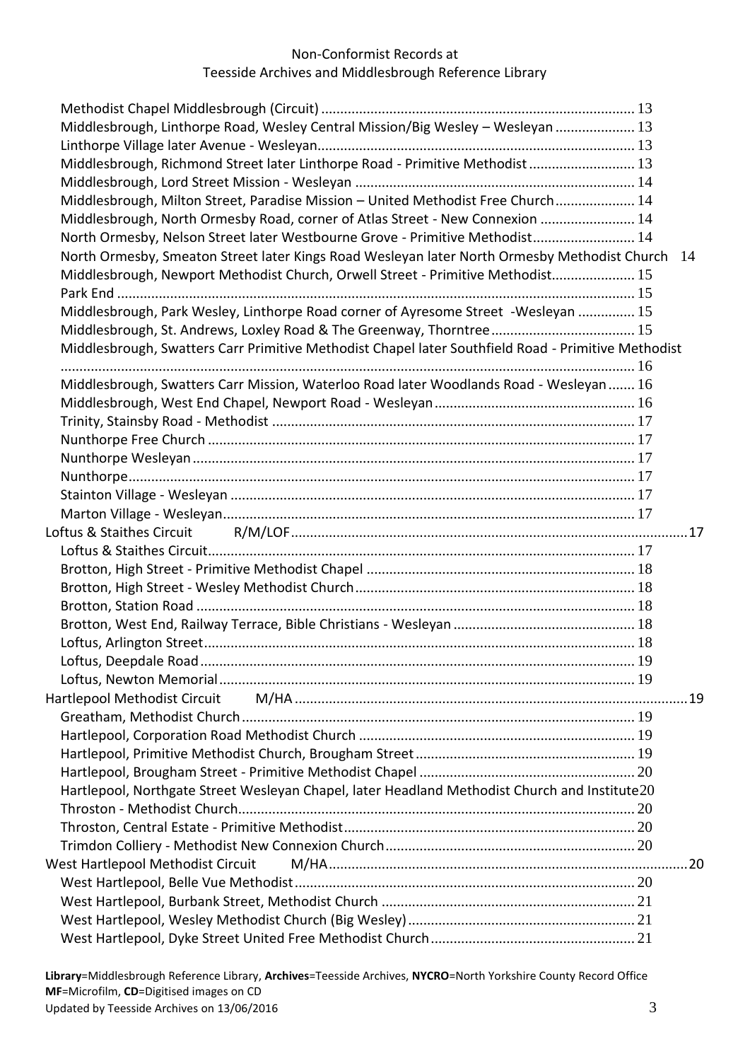- Methodist Chapel Middlesbrough (Circuit) .......... 13
  - Middlesbrough, Linthorpe Road, Wesley Central Mission/Big Wesley – Wesleyan .......... 13
  - Linthorpe Village later Avenue - Wesleyan .......... 13
  - Middlesbrough, Richmond Street later Linthorpe Road - Primitive Methodist .......... 13
  - Middlesbrough, Lord Street Mission - Wesleyan .......... 14
  - Middlesbrough, Milton Street, Paradise Mission – United Methodist Free Church .......... 14
  - Middlesbrough, North Ormesby Road, corner of Atlas Street - New Connexion .......... 14
  - North Ormesby, Nelson Street later Westbourne Grove - Primitive Methodist .......... 14
  - North Ormesby, Smeaton Street later Kings Road Wesleyan later North Ormesby Methodist Church 14
  - Middlesbrough, Newport Methodist Church, Orwell Street - Primitive Methodist .......... 15
  - Park End .......... 15
  - Middlesbrough, Park Wesley, Linthorpe Road corner of Ayresome Street -Wesleyan .......... 15
  - Middlesbrough, St. Andrews, Loxley Road & The Greenway, Thorntree .......... 15
  - Middlesbrough, Swatters Carr Primitive Methodist Chapel later Southfield Road - Primitive Methodist .......... 16
  - Middlesbrough, Swatters Carr Mission, Waterloo Road later Woodlands Road - Wesleyan .......... 16
  - Middlesbrough, West End Chapel, Newport Road - Wesleyan .......... 16
  - Trinity, Stainsby Road - Methodist .......... 17
  - Nunthorpe Free Church .......... 17
  - Nunthorpe Wesleyan .......... 17
  - Nunthorpe .......... 17
  - Stainton Village - Wesleyan .......... 17
  - Marton Village - Wesleyan .......... 17
- Loftus & Staithes Circuit R/M/LOF .......... 17
  - Loftus & Staithes Circuit .......... 17
  - Brotton, High Street - Primitive Methodist Chapel .......... 18
  - Brotton, High Street - Wesley Methodist Church .......... 18
  - Brotton, Station Road .......... 18
  - Brotton, West End, Railway Terrace, Bible Christians - Wesleyan .......... 18
  - Loftus, Arlington Street .......... 18
  - Loftus, Deepdale Road .......... 19
  - Loftus, Newton Memorial .......... 19
- Hartlepool Methodist Circuit M/HA .......... 19
  - Greatham, Methodist Church .......... 19
  - Hartlepool, Corporation Road Methodist Church .......... 19
  - Hartlepool, Primitive Methodist Church, Brougham Street .......... 19
  - Hartlepool, Brougham Street - Primitive Methodist Chapel .......... 20
  - Hartlepool, Northgate Street Wesleyan Chapel, later Headland Methodist Church and Institute 20
  - Throston - Methodist Church .......... 20
  - Throston, Central Estate - Primitive Methodist .......... 20
  - Trimdon Colliery - Methodist New Connexion Church .......... 20
- West Hartlepool Methodist Circuit M/HA .......... 20
  - West Hartlepool, Belle Vue Methodist .......... 20
  - West Hartlepool, Burbank Street, Methodist Church .......... 21
  - West Hartlepool, Wesley Methodist Church (Big Wesley) .......... 21
  - West Hartlepool, Dyke Street United Free Methodist Church .......... 21

**Library**=Middlesbrough Reference Library, **Archives**=Teesside Archives, **NYCRO**=North Yorkshire County Record Office
**MF**=Microfilm, **CD**=Digitised images on CD
Updated by Teesside Archives on 13/06/2016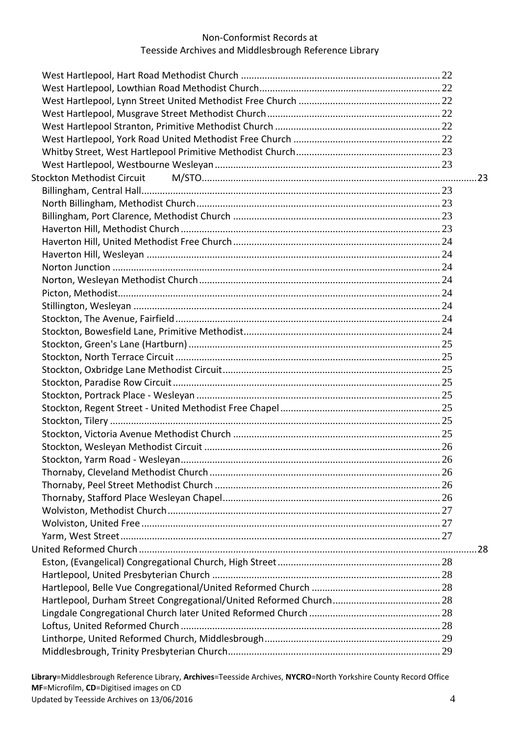- West Hartlepool, Hart Road Methodist Church ........................................................................ 22
- West Hartlepool, Lowthian Road Methodist Church.................................................................. 22
- West Hartlepool, Lynn Street United Methodist Free Church ..................................................... 22
- West Hartlepool, Musgrave Street Methodist Church................................................................. 22
- West Hartlepool Stranton, Primitive Methodist Church .............................................................. 22
- West Hartlepool, York Road United Methodist Free Church ....................................................... 22
- Whitby Street, West Hartlepool Primitive Methodist Church...................................................... 23
- West Hartlepool, Westbourne Wesleyan .................................................................................... 23

Stockton Methodist Circuit M/STO........................................................................................ 23

- Billingham, Central Hall................................................................................................. 23
- North Billingham, Methodist Church............................................................................ 23
- Billingham, Port Clarence, Methodist Church .............................................................. 23
- Haverton Hill, Methodist Church.................................................................................. 23
- Haverton Hill, United Methodist Free Church............................................................... 24
- Haverton Hill, Wesleyan ............................................................................................... 24
- Norton Junction ............................................................................................................ 24
- Norton, Wesleyan Methodist Church............................................................................ 24
- Picton, Methodist.......................................................................................................... 24
- Stillington, Wesleyan .................................................................................................... 24
- Stockton, The Avenue, Fairfield .................................................................................... 24
- Stockton, Bowesfield Lane, Primitive Methodist........................................................... 24
- Stockton, Green's Lane (Hartburn) ............................................................................... 25
- Stockton, North Terrace Circuit .................................................................................... 25
- Stockton, Oxbridge Lane Methodist Circuit.................................................................. 25
- Stockton, Paradise Row Circuit..................................................................................... 25
- Stockton, Portrack Place - Wesleyan ............................................................................ 25
- Stockton, Regent Street - United Methodist Free Chapel ............................................. 25
- Stockton, Tilery ............................................................................................................. 25
- Stockton, Victoria Avenue Methodist Church .............................................................. 25
- Stockton, Wesleyan Methodist Circuit ......................................................................... 26
- Stockton, Yarm Road - Wesleyan.................................................................................. 26
- Thornaby, Cleveland Methodist Church....................................................................... 26
- Thornaby, Peel Street Methodist Church ..................................................................... 26
- Thornaby, Stafford Place Wesleyan Chapel.................................................................. 26
- Wolviston, Methodist Church....................................................................................... 27
- Wolviston, United Free ................................................................................................ 27
- Yarm, West Street......................................................................................................... 27

United Reformed Church ................................................................................................ 28

- Eston, (Evangelical) Congregational Church, High Street ............................................. 28
- Hartlepool, United Presbyterian Church ...................................................................... 28
- Hartlepool, Belle Vue Congregational/United Reformed Church ................................. 28
- Hartlepool, Durham Street Congregational/United Reformed Church......................... 28
- Lingdale Congregational Church later United Reformed Church ................................. 28
- Loftus, United Reformed Church ................................................................................. 28
- Linthorpe, United Reformed Church, Middlesbrough.................................................. 29
- Middlesbrough, Trinity Presbyterian Church................................................................ 29

**Library**=Middlesbrough Reference Library, **Archives**=Teesside Archives, **NYCRO**=North Yorkshire County Record Office
**MF**=Microfilm, **CD**=Digitised images on CD
Updated by Teesside Archives on 13/06/2016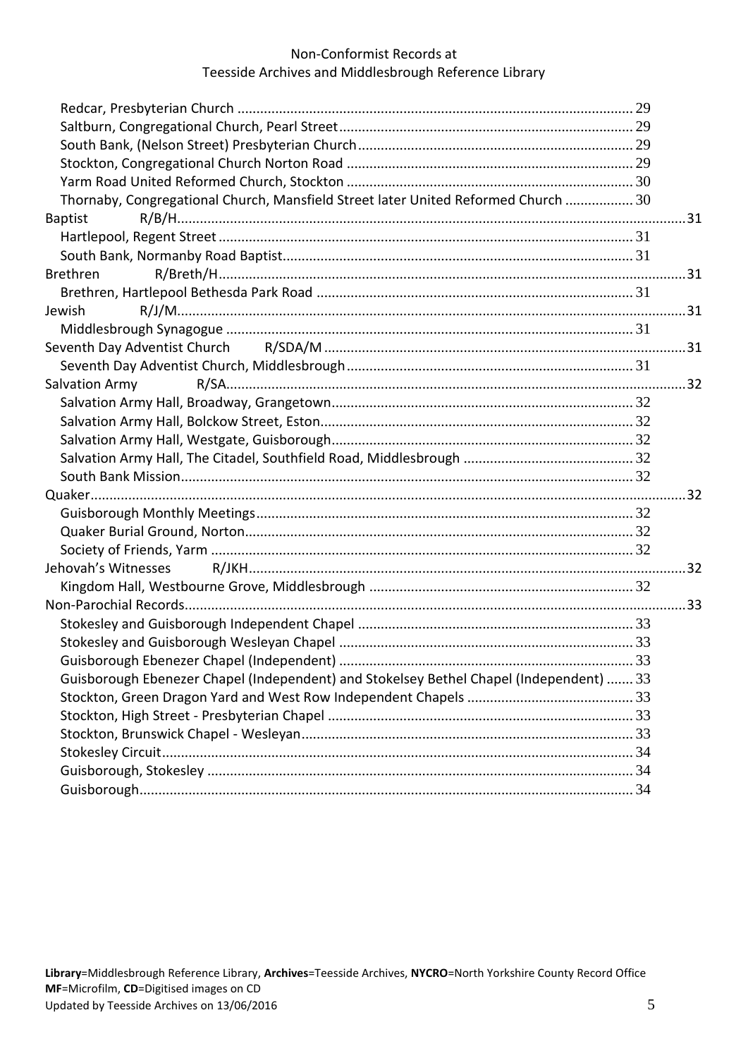Redcar, Presbyterian Church ........ 29
Saltburn, Congregational Church, Pearl Street ........ 29
South Bank, (Nelson Street) Presbyterian Church ........ 29
Stockton, Congregational Church Norton Road ........ 29
Yarm Road United Reformed Church, Stockton ........ 30
Thornaby, Congregational Church, Mansfield Street later United Reformed Church ........ 30

Baptist R/B/H ........ 31
- Hartlepool, Regent Street ........ 31
- South Bank, Normanby Road Baptist ........ 31

Brethren R/Breth/H ........ 31
- Brethren, Hartlepool Bethesda Park Road ........ 31

Jewish R/J/M ........ 31
- Middlesbrough Synagogue ........ 31

Seventh Day Adventist Church R/SDA/M ........ 31
- Seventh Day Adventist Church, Middlesbrough ........ 31

Salvation Army R/SA ........ 32
- Salvation Army Hall, Broadway, Grangetown ........ 32
- Salvation Army Hall, Bolckow Street, Eston ........ 32
- Salvation Army Hall, Westgate, Guisborough ........ 32
- Salvation Army Hall, The Citadel, Southfield Road, Middlesbrough ........ 32
- South Bank Mission ........ 32

Quaker ........ 32
- Guisborough Monthly Meetings ........ 32
- Quaker Burial Ground, Norton ........ 32
- Society of Friends, Yarm ........ 32

Jehovah's Witnesses R/JKH ........ 32
- Kingdom Hall, Westbourne Grove, Middlesbrough ........ 32

Non-Parochial Records ........ 33
- Stokesley and Guisborough Independent Chapel ........ 33
- Stokesley and Guisborough Wesleyan Chapel ........ 33
- Guisborough Ebenezer Chapel (Independent) ........ 33
- Guisborough Ebenezer Chapel (Independent) and Stokelsey Bethel Chapel (Independent) ........ 33
- Stockton, Green Dragon Yard and West Row Independent Chapels ........ 33
- Stockton, High Street - Presbyterian Chapel ........ 33
- Stockton, Brunswick Chapel - Wesleyan ........ 33
- Stokesley Circuit ........ 34
- Guisborough, Stokesley ........ 34
- Guisborough ........ 34

**Library**=Middlesbrough Reference Library, **Archives**=Teesside Archives, **NYCRO**=North Yorkshire County Record Office
**MF**=Microfilm, **CD**=Digitised images on CD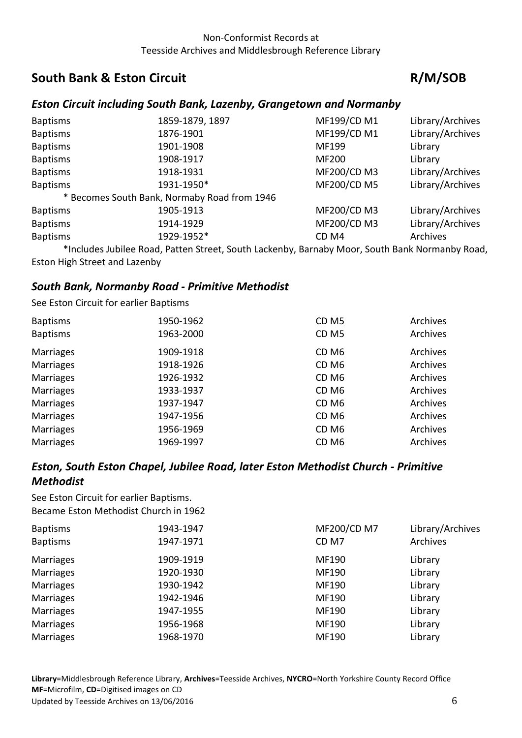## South Bank & Eston Circuit R/M/SOB

### *Eston Circuit including South Bank, Lazenby, Grangetown and Normanby*

| | | | |
|---|---|---|---|
| Baptisms | 1859-1879, 1897 | MF199/CD M1 | Library/Archives |
| Baptisms | 1876-1901 | MF199/CD M1 | Library/Archives |
| Baptisms | 1901-1908 | MF199 | Library |
| Baptisms | 1908-1917 | MF200 | Library |
| Baptisms | 1918-1931 | MF200/CD M3 | Library/Archives |
| Baptisms | 1931-1950* | MF200/CD M5 | Library/Archives |

\* Becomes South Bank, Normaby Road from 1946

| | | | |
|---|---|---|---|
| Baptisms | 1905-1913 | MF200/CD M3 | Library/Archives |
| Baptisms | 1914-1929 | MF200/CD M3 | Library/Archives |
| Baptisms | 1929-1952* | CD M4 | Archives |

*Includes Jubilee Road, Patten Street, South Lackenby, Barnaby Moor, South Bank Normanby Road, Eston High Street and Lazenby

### *South Bank, Normanby Road - Primitive Methodist*

See Eston Circuit for earlier Baptisms

| | | | |
|---|---|---|---|
| Baptisms | 1950-1962 | CD M5 | Archives |
| Baptisms | 1963-2000 | CD M5 | Archives |
| Marriages | 1909-1918 | CD M6 | Archives |
| Marriages | 1918-1926 | CD M6 | Archives |
| Marriages | 1926-1932 | CD M6 | Archives |
| Marriages | 1933-1937 | CD M6 | Archives |
| Marriages | 1937-1947 | CD M6 | Archives |
| Marriages | 1947-1956 | CD M6 | Archives |
| Marriages | 1956-1969 | CD M6 | Archives |
| Marriages | 1969-1997 | CD M6 | Archives |

### *Eston, South Eston Chapel, Jubilee Road, later Eston Methodist Church - Primitive Methodist*

See Eston Circuit for earlier Baptisms.
Became Eston Methodist Church in 1962

| | | | |
|---|---|---|---|
| Baptisms | 1943-1947 | MF200/CD M7 | Library/Archives |
| Baptisms | 1947-1971 | CD M7 | Archives |
| Marriages | 1909-1919 | MF190 | Library |
| Marriages | 1920-1930 | MF190 | Library |
| Marriages | 1930-1942 | MF190 | Library |
| Marriages | 1942-1946 | MF190 | Library |
| Marriages | 1947-1955 | MF190 | Library |
| Marriages | 1956-1968 | MF190 | Library |
| Marriages | 1968-1970 | MF190 | Library |

**Library**=Middlesbrough Reference Library, **Archives**=Teesside Archives, **NYCRO**=North Yorkshire County Record Office
**MF**=Microfilm, **CD**=Digitised images on CD
Updated by Teesside Archives on 13/06/2016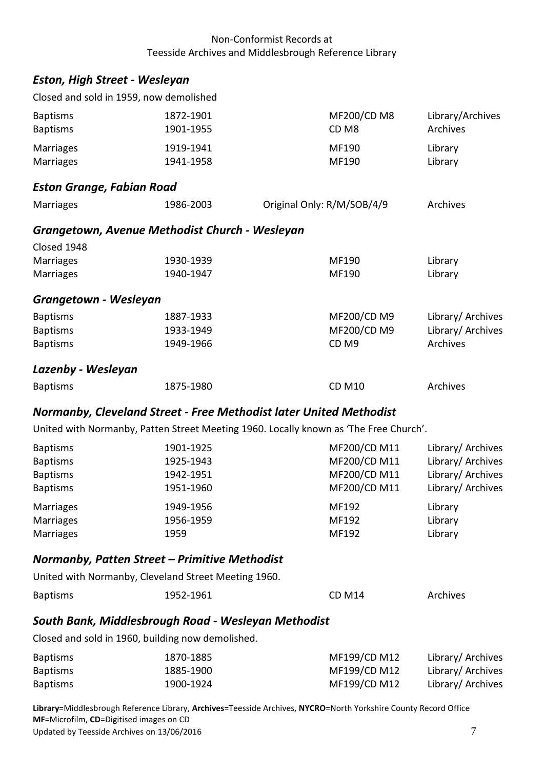### *Eston, High Street - Wesleyan*

Closed and sold in 1959, now demolished

| | | | |
|---|---|---|---|
| Baptisms | 1872-1901 | MF200/CD M8 | Library/Archives |
| Baptisms | 1901-1955 | CD M8 | Archives |
| Marriages | 1919-1941 | MF190 | Library |
| Marriages | 1941-1958 | MF190 | Library |

### *Eston Grange, Fabian Road*

| | | | |
|---|---|---|---|
| Marriages | 1986-2003 | Original Only: R/M/SOB/4/9 | Archives |

### *Grangetown, Avenue Methodist Church - Wesleyan*

Closed 1948

| | | | |
|---|---|---|---|
| Marriages | 1930-1939 | MF190 | Library |
| Marriages | 1940-1947 | MF190 | Library |

### *Grangetown - Wesleyan*

| | | | |
|---|---|---|---|
| Baptisms | 1887-1933 | MF200/CD M9 | Library/ Archives |
| Baptisms | 1933-1949 | MF200/CD M9 | Library/ Archives |
| Baptisms | 1949-1966 | CD M9 | Archives |

### *Lazenby - Wesleyan*

| | | | |
|---|---|---|---|
| Baptisms | 1875-1980 | CD M10 | Archives |

### *Normanby, Cleveland Street - Free Methodist later United Methodist*

United with Normanby, Patten Street Meeting 1960. Locally known as 'The Free Church'.

| | | | |
|---|---|---|---|
| Baptisms | 1901-1925 | MF200/CD M11 | Library/ Archives |
| Baptisms | 1925-1943 | MF200/CD M11 | Library/ Archives |
| Baptisms | 1942-1951 | MF200/CD M11 | Library/ Archives |
| Baptisms | 1951-1960 | MF200/CD M11 | Library/ Archives |
| Marriages | 1949-1956 | MF192 | Library |
| Marriages | 1956-1959 | MF192 | Library |
| Marriages | 1959 | MF192 | Library |

### *Normanby, Patten Street – Primitive Methodist*

United with Normanby, Cleveland Street Meeting 1960.

| | | | |
|---|---|---|---|
| Baptisms | 1952-1961 | CD M14 | Archives |

### *South Bank, Middlesbrough Road - Wesleyan Methodist*

Closed and sold in 1960, building now demolished.

| | | | |
|---|---|---|---|
| Baptisms | 1870-1885 | MF199/CD M12 | Library/ Archives |
| Baptisms | 1885-1900 | MF199/CD M12 | Library/ Archives |
| Baptisms | 1900-1924 | MF199/CD M12 | Library/ Archives |

**Library**=Middlesbrough Reference Library, **Archives**=Teesside Archives, **NYCRO**=North Yorkshire County Record Office
**MF**=Microfilm, **CD**=Digitised images on CD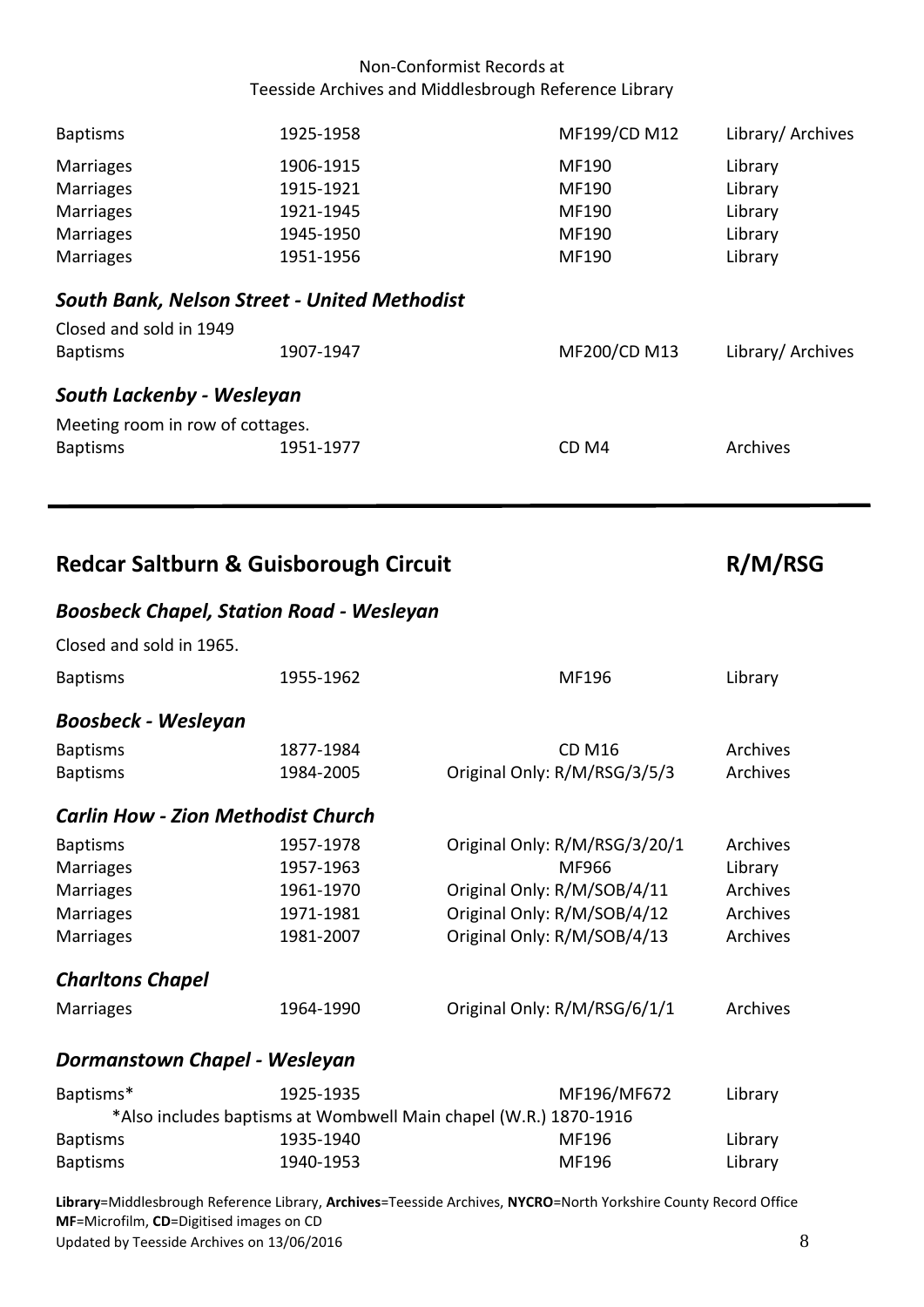| | | | |
|---|---|---|---|
| Baptisms | 1925-1958 | MF199/CD M12 | Library/ Archives |
| Marriages | 1906-1915 | MF190 | Library |
| Marriages | 1915-1921 | MF190 | Library |
| Marriages | 1921-1945 | MF190 | Library |
| Marriages | 1945-1950 | MF190 | Library |
| Marriages | 1951-1956 | MF190 | Library |

### *South Bank, Nelson Street - United Methodist*

Closed and sold in 1949

| | | | |
|---|---|---|---|
| Baptisms | 1907-1947 | MF200/CD M13 | Library/ Archives |

### *South Lackenby - Wesleyan*

Meeting room in row of cottages.

| | | | |
|---|---|---|---|
| Baptisms | 1951-1977 | CD M4 | Archives |

## Redcar Saltburn & Guisborough Circuit — R/M/RSG

### *Boosbeck Chapel, Station Road - Wesleyan*

Closed and sold in 1965.

| | | | |
|---|---|---|---|
| Baptisms | 1955-1962 | MF196 | Library |

### *Boosbeck - Wesleyan*

| | | | |
|---|---|---|---|
| Baptisms | 1877-1984 | CD M16 | Archives |
| Baptisms | 1984-2005 | Original Only: R/M/RSG/3/5/3 | Archives |

### *Carlin How - Zion Methodist Church*

| | | | |
|---|---|---|---|
| Baptisms | 1957-1978 | Original Only: R/M/RSG/3/20/1 | Archives |
| Marriages | 1957-1963 | MF966 | Library |
| Marriages | 1961-1970 | Original Only: R/M/SOB/4/11 | Archives |
| Marriages | 1971-1981 | Original Only: R/M/SOB/4/12 | Archives |
| Marriages | 1981-2007 | Original Only: R/M/SOB/4/13 | Archives |

### *Charltons Chapel*

| | | | |
|---|---|---|---|
| Marriages | 1964-1990 | Original Only: R/M/RSG/6/1/1 | Archives |

### *Dormanstown Chapel - Wesleyan*

| | | | |
|---|---|---|---|
| Baptisms* | 1925-1935 | MF196/MF672 | Library |
| *Also includes baptisms at Wombwell Main chapel (W.R.) 1870-1916 | | | |
| Baptisms | 1935-1940 | MF196 | Library |
| Baptisms | 1940-1953 | MF196 | Library |

**Library**=Middlesbrough Reference Library, **Archives**=Teesside Archives, **NYCRO**=North Yorkshire County Record Office
**MF**=Microfilm, **CD**=Digitised images on CD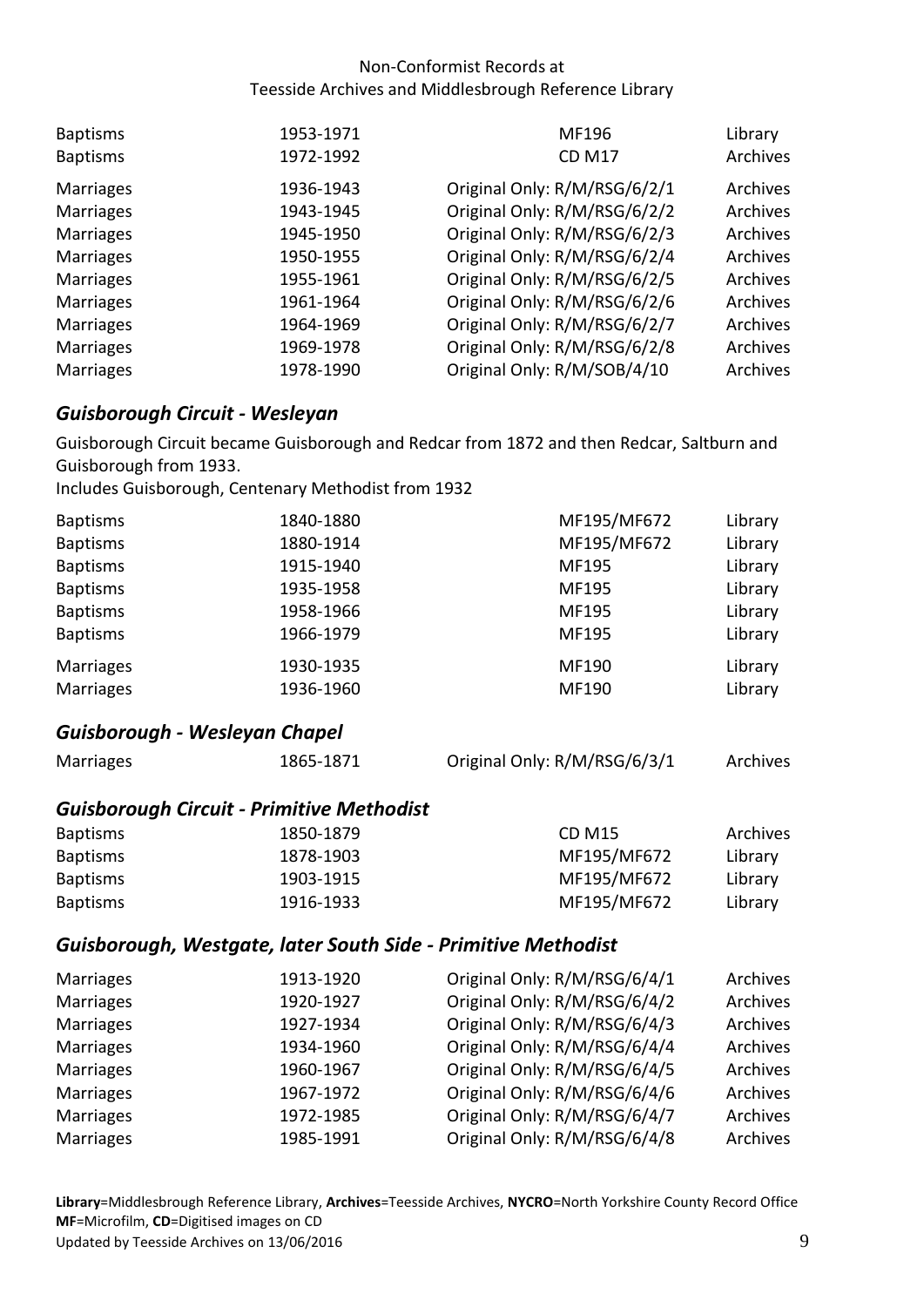| | | | |
|---|---|---|---|
| Baptisms | 1953-1971 | MF196 | Library |
| Baptisms | 1972-1992 | CD M17 | Archives |
| Marriages | 1936-1943 | Original Only: R/M/RSG/6/2/1 | Archives |
| Marriages | 1943-1945 | Original Only: R/M/RSG/6/2/2 | Archives |
| Marriages | 1945-1950 | Original Only: R/M/RSG/6/2/3 | Archives |
| Marriages | 1950-1955 | Original Only: R/M/RSG/6/2/4 | Archives |
| Marriages | 1955-1961 | Original Only: R/M/RSG/6/2/5 | Archives |
| Marriages | 1961-1964 | Original Only: R/M/RSG/6/2/6 | Archives |
| Marriages | 1964-1969 | Original Only: R/M/RSG/6/2/7 | Archives |
| Marriages | 1969-1978 | Original Only: R/M/RSG/6/2/8 | Archives |
| Marriages | 1978-1990 | Original Only: R/M/SOB/4/10 | Archives |

### *Guisborough Circuit - Wesleyan*

Guisborough Circuit became Guisborough and Redcar from 1872 and then Redcar, Saltburn and Guisborough from 1933.
Includes Guisborough, Centenary Methodist from 1932

| | | | |
|---|---|---|---|
| Baptisms | 1840-1880 | MF195/MF672 | Library |
| Baptisms | 1880-1914 | MF195/MF672 | Library |
| Baptisms | 1915-1940 | MF195 | Library |
| Baptisms | 1935-1958 | MF195 | Library |
| Baptisms | 1958-1966 | MF195 | Library |
| Baptisms | 1966-1979 | MF195 | Library |
| Marriages | 1930-1935 | MF190 | Library |
| Marriages | 1936-1960 | MF190 | Library |

### *Guisborough - Wesleyan Chapel*

| | | | |
|---|---|---|---|
| Marriages | 1865-1871 | Original Only: R/M/RSG/6/3/1 | Archives |

### *Guisborough Circuit - Primitive Methodist*

| | | | |
|---|---|---|---|
| Baptisms | 1850-1879 | CD M15 | Archives |
| Baptisms | 1878-1903 | MF195/MF672 | Library |
| Baptisms | 1903-1915 | MF195/MF672 | Library |
| Baptisms | 1916-1933 | MF195/MF672 | Library |

### *Guisborough, Westgate, later South Side - Primitive Methodist*

| | | | |
|---|---|---|---|
| Marriages | 1913-1920 | Original Only: R/M/RSG/6/4/1 | Archives |
| Marriages | 1920-1927 | Original Only: R/M/RSG/6/4/2 | Archives |
| Marriages | 1927-1934 | Original Only: R/M/RSG/6/4/3 | Archives |
| Marriages | 1934-1960 | Original Only: R/M/RSG/6/4/4 | Archives |
| Marriages | 1960-1967 | Original Only: R/M/RSG/6/4/5 | Archives |
| Marriages | 1967-1972 | Original Only: R/M/RSG/6/4/6 | Archives |
| Marriages | 1972-1985 | Original Only: R/M/RSG/6/4/7 | Archives |
| Marriages | 1985-1991 | Original Only: R/M/RSG/6/4/8 | Archives |

**Library**=Middlesbrough Reference Library, **Archives**=Teesside Archives, **NYCRO**=North Yorkshire County Record Office
**MF**=Microfilm, **CD**=Digitised images on CD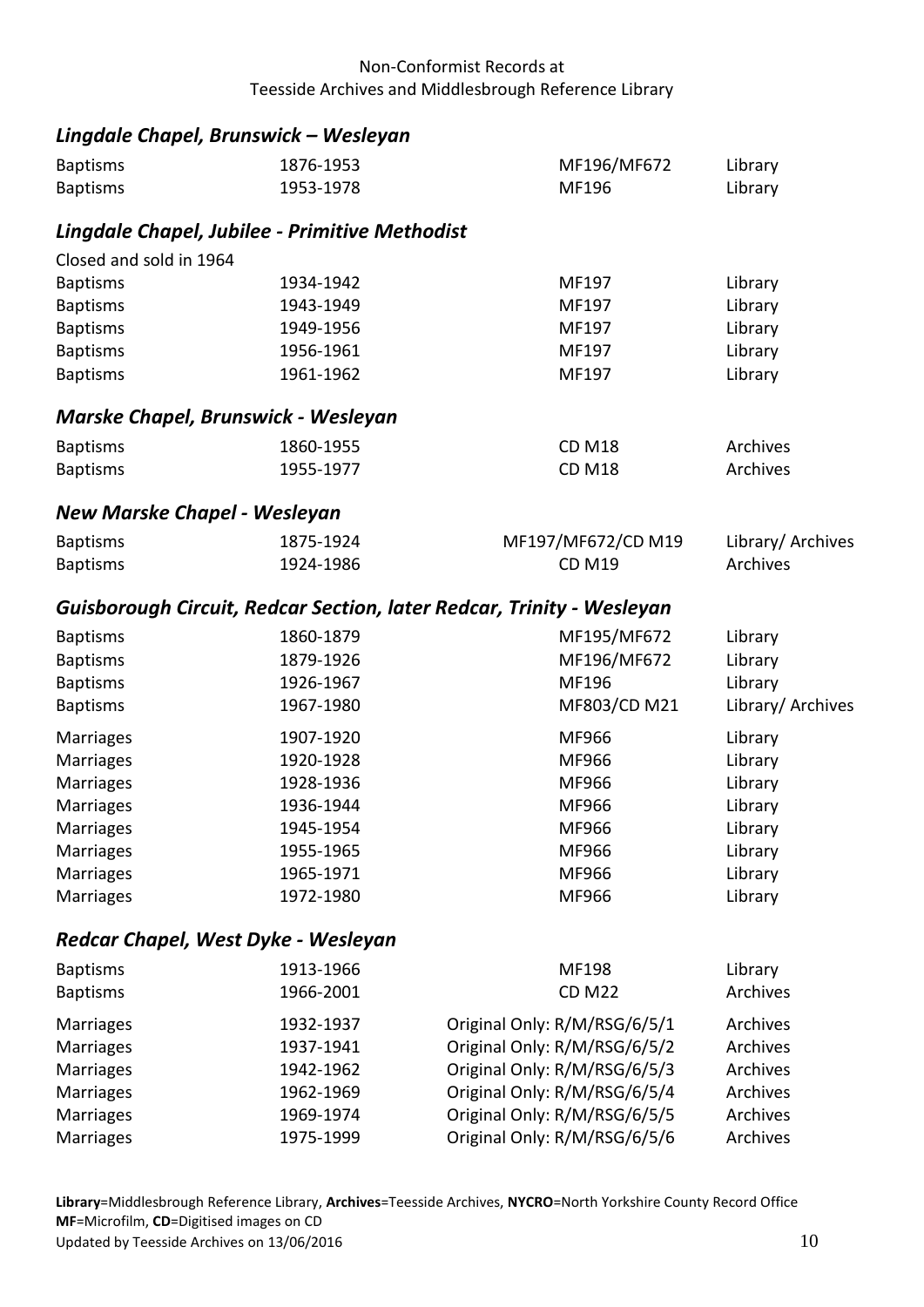## *Lingdale Chapel, Brunswick – Wesleyan*

| | | | |
|---|---|---|---|
| Baptisms | 1876-1953 | MF196/MF672 | Library |
| Baptisms | 1953-1978 | MF196 | Library |

## *Lingdale Chapel, Jubilee - Primitive Methodist*

Closed and sold in 1964

| | | | |
|---|---|---|---|
| Baptisms | 1934-1942 | MF197 | Library |
| Baptisms | 1943-1949 | MF197 | Library |
| Baptisms | 1949-1956 | MF197 | Library |
| Baptisms | 1956-1961 | MF197 | Library |
| Baptisms | 1961-1962 | MF197 | Library |

## *Marske Chapel, Brunswick - Wesleyan*

| | | | |
|---|---|---|---|
| Baptisms | 1860-1955 | CD M18 | Archives |
| Baptisms | 1955-1977 | CD M18 | Archives |

## *New Marske Chapel - Wesleyan*

| | | | |
|---|---|---|---|
| Baptisms | 1875-1924 | MF197/MF672/CD M19 | Library/ Archives |
| Baptisms | 1924-1986 | CD M19 | Archives |

## *Guisborough Circuit, Redcar Section, later Redcar, Trinity - Wesleyan*

| | | | |
|---|---|---|---|
| Baptisms | 1860-1879 | MF195/MF672 | Library |
| Baptisms | 1879-1926 | MF196/MF672 | Library |
| Baptisms | 1926-1967 | MF196 | Library |
| Baptisms | 1967-1980 | MF803/CD M21 | Library/ Archives |
| Marriages | 1907-1920 | MF966 | Library |
| Marriages | 1920-1928 | MF966 | Library |
| Marriages | 1928-1936 | MF966 | Library |
| Marriages | 1936-1944 | MF966 | Library |
| Marriages | 1945-1954 | MF966 | Library |
| Marriages | 1955-1965 | MF966 | Library |
| Marriages | 1965-1971 | MF966 | Library |
| Marriages | 1972-1980 | MF966 | Library |

## *Redcar Chapel, West Dyke - Wesleyan*

| | | | |
|---|---|---|---|
| Baptisms | 1913-1966 | MF198 | Library |
| Baptisms | 1966-2001 | CD M22 | Archives |
| Marriages | 1932-1937 | Original Only: R/M/RSG/6/5/1 | Archives |
| Marriages | 1937-1941 | Original Only: R/M/RSG/6/5/2 | Archives |
| Marriages | 1942-1962 | Original Only: R/M/RSG/6/5/3 | Archives |
| Marriages | 1962-1969 | Original Only: R/M/RSG/6/5/4 | Archives |
| Marriages | 1969-1974 | Original Only: R/M/RSG/6/5/5 | Archives |
| Marriages | 1975-1999 | Original Only: R/M/RSG/6/5/6 | Archives |

**Library**=Middlesbrough Reference Library, **Archives**=Teesside Archives, **NYCRO**=North Yorkshire County Record Office
**MF**=Microfilm, **CD**=Digitised images on CD
Updated by Teesside Archives on 13/06/2016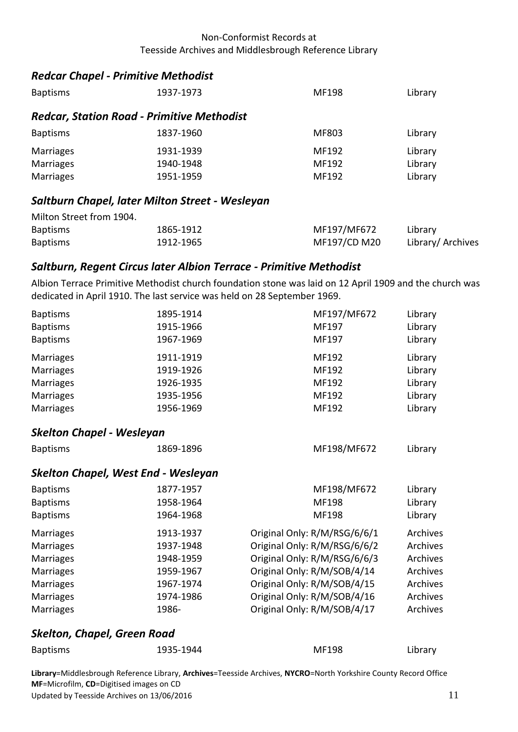## *Redcar Chapel - Primitive Methodist*

| | | | |
|---|---|---|---|
| Baptisms | 1937-1973 | MF198 | Library |

## *Redcar, Station Road - Primitive Methodist*

| | | | |
|---|---|---|---|
| Baptisms | 1837-1960 | MF803 | Library |
| Marriages | 1931-1939 | MF192 | Library |
| Marriages | 1940-1948 | MF192 | Library |
| Marriages | 1951-1959 | MF192 | Library |

## *Saltburn Chapel, later Milton Street - Wesleyan*

Milton Street from 1904.

| | | | |
|---|---|---|---|
| Baptisms | 1865-1912 | MF197/MF672 | Library |
| Baptisms | 1912-1965 | MF197/CD M20 | Library/ Archives |

## *Saltburn, Regent Circus later Albion Terrace - Primitive Methodist*

Albion Terrace Primitive Methodist church foundation stone was laid on 12 April 1909 and the church was dedicated in April 1910. The last service was held on 28 September 1969.

| | | | |
|---|---|---|---|
| Baptisms | 1895-1914 | MF197/MF672 | Library |
| Baptisms | 1915-1966 | MF197 | Library |
| Baptisms | 1967-1969 | MF197 | Library |
| Marriages | 1911-1919 | MF192 | Library |
| Marriages | 1919-1926 | MF192 | Library |
| Marriages | 1926-1935 | MF192 | Library |
| Marriages | 1935-1956 | MF192 | Library |
| Marriages | 1956-1969 | MF192 | Library |

## *Skelton Chapel - Wesleyan*

| | | | |
|---|---|---|---|
| Baptisms | 1869-1896 | MF198/MF672 | Library |

## *Skelton Chapel, West End - Wesleyan*

| | | | |
|---|---|---|---|
| Baptisms | 1877-1957 | MF198/MF672 | Library |
| Baptisms | 1958-1964 | MF198 | Library |
| Baptisms | 1964-1968 | MF198 | Library |
| Marriages | 1913-1937 | Original Only: R/M/RSG/6/6/1 | Archives |
| Marriages | 1937-1948 | Original Only: R/M/RSG/6/6/2 | Archives |
| Marriages | 1948-1959 | Original Only: R/M/RSG/6/6/3 | Archives |
| Marriages | 1959-1967 | Original Only: R/M/SOB/4/14 | Archives |
| Marriages | 1967-1974 | Original Only: R/M/SOB/4/15 | Archives |
| Marriages | 1974-1986 | Original Only: R/M/SOB/4/16 | Archives |
| Marriages | 1986- | Original Only: R/M/SOB/4/17 | Archives |

## *Skelton, Chapel, Green Road*

| | | | |
|---|---|---|---|
| Baptisms | 1935-1944 | MF198 | Library |

**Library**=Middlesbrough Reference Library, **Archives**=Teesside Archives, **NYCRO**=North Yorkshire County Record Office
**MF**=Microfilm, **CD**=Digitised images on CD
Updated by Teesside Archives on 13/06/2016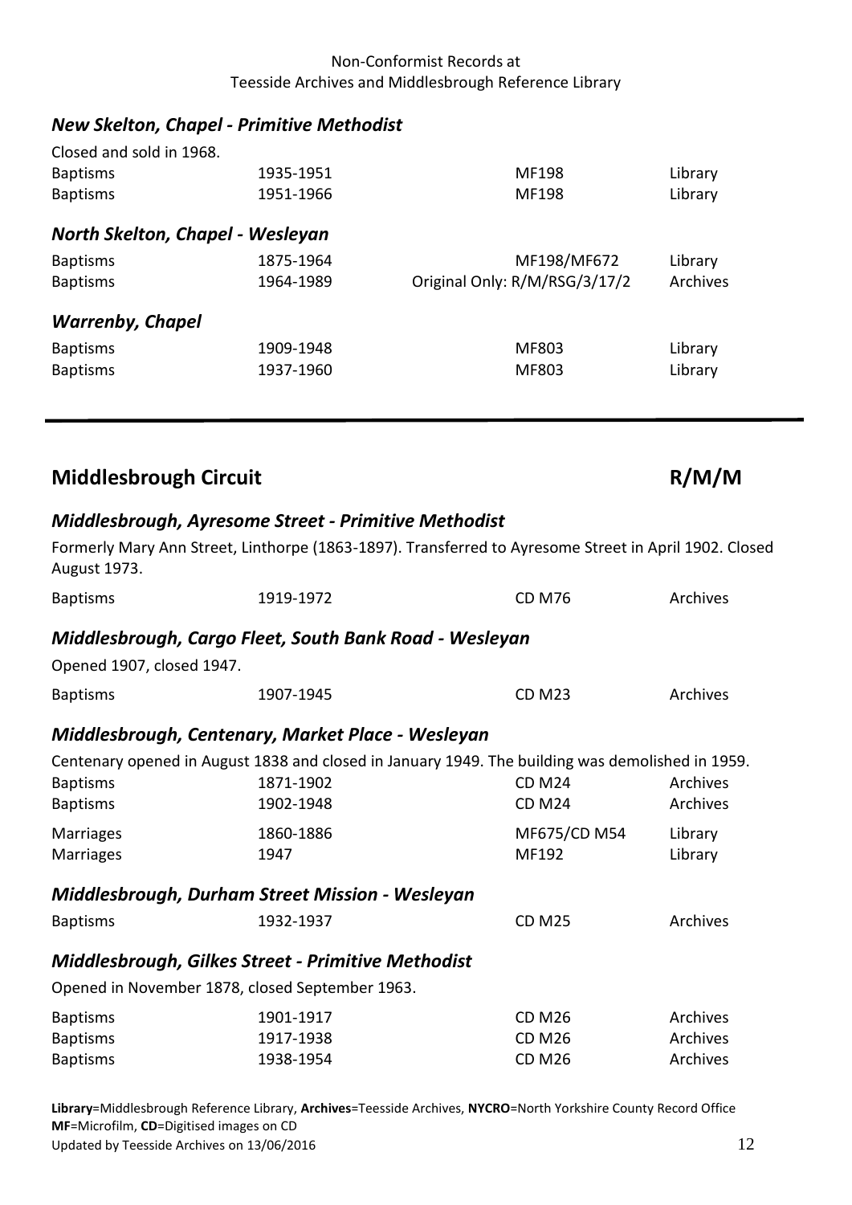### *New Skelton, Chapel - Primitive Methodist*

Closed and sold in 1968.

| | | | |
|---|---|---|---|
| Baptisms | 1935-1951 | MF198 | Library |
| Baptisms | 1951-1966 | MF198 | Library |

### *North Skelton, Chapel - Wesleyan*

| | | | |
|---|---|---|---|
| Baptisms | 1875-1964 | MF198/MF672 | Library |
| Baptisms | 1964-1989 | Original Only: R/M/RSG/3/17/2 | Archives |

### *Warrenby, Chapel*

| | | | |
|---|---|---|---|
| Baptisms | 1909-1948 | MF803 | Library |
| Baptisms | 1937-1960 | MF803 | Library |

---

## Middlesbrough Circuit R/M/M

### *Middlesbrough, Ayresome Street - Primitive Methodist*

Formerly Mary Ann Street, Linthorpe (1863-1897). Transferred to Ayresome Street in April 1902. Closed August 1973.

| | | | |
|---|---|---|---|
| Baptisms | 1919-1972 | CD M76 | Archives |

### *Middlesbrough, Cargo Fleet, South Bank Road - Wesleyan*

Opened 1907, closed 1947.

| | | | |
|---|---|---|---|
| Baptisms | 1907-1945 | CD M23 | Archives |

### *Middlesbrough, Centenary, Market Place - Wesleyan*

Centenary opened in August 1838 and closed in January 1949. The building was demolished in 1959.

| | | | |
|---|---|---|---|
| Baptisms | 1871-1902 | CD M24 | Archives |
| Baptisms | 1902-1948 | CD M24 | Archives |
| Marriages | 1860-1886 | MF675/CD M54 | Library |
| Marriages | 1947 | MF192 | Library |

### *Middlesbrough, Durham Street Mission - Wesleyan*

| | | | |
|---|---|---|---|
| Baptisms | 1932-1937 | CD M25 | Archives |

### *Middlesbrough, Gilkes Street - Primitive Methodist*

Opened in November 1878, closed September 1963.

| | | | |
|---|---|---|---|
| Baptisms | 1901-1917 | CD M26 | Archives |
| Baptisms | 1917-1938 | CD M26 | Archives |
| Baptisms | 1938-1954 | CD M26 | Archives |

**Library**=Middlesbrough Reference Library, **Archives**=Teesside Archives, **NYCRO**=North Yorkshire County Record Office
**MF**=Microfilm, **CD**=Digitised images on CD
Updated by Teesside Archives on 13/06/2016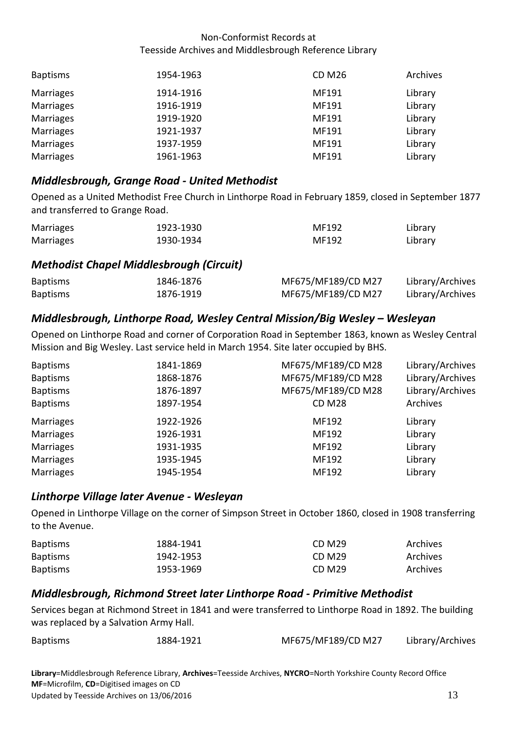| | | | |
|---|---|---|---|
| Baptisms | 1954-1963 | CD M26 | Archives |
| Marriages | 1914-1916 | MF191 | Library |
| Marriages | 1916-1919 | MF191 | Library |
| Marriages | 1919-1920 | MF191 | Library |
| Marriages | 1921-1937 | MF191 | Library |
| Marriages | 1937-1959 | MF191 | Library |
| Marriages | 1961-1963 | MF191 | Library |

### *Middlesbrough, Grange Road - United Methodist*

Opened as a United Methodist Free Church in Linthorpe Road in February 1859, closed in September 1877 and transferred to Grange Road.

| | | | |
|---|---|---|---|
| Marriages | 1923-1930 | MF192 | Library |
| Marriages | 1930-1934 | MF192 | Library |

### *Methodist Chapel Middlesbrough (Circuit)*

| | | | |
|---|---|---|---|
| Baptisms | 1846-1876 | MF675/MF189/CD M27 | Library/Archives |
| Baptisms | 1876-1919 | MF675/MF189/CD M27 | Library/Archives |

### *Middlesbrough, Linthorpe Road, Wesley Central Mission/Big Wesley – Wesleyan*

Opened on Linthorpe Road and corner of Corporation Road in September 1863, known as Wesley Central Mission and Big Wesley. Last service held in March 1954. Site later occupied by BHS.

| | | | |
|---|---|---|---|
| Baptisms | 1841-1869 | MF675/MF189/CD M28 | Library/Archives |
| Baptisms | 1868-1876 | MF675/MF189/CD M28 | Library/Archives |
| Baptisms | 1876-1897 | MF675/MF189/CD M28 | Library/Archives |
| Baptisms | 1897-1954 | CD M28 | Archives |
| Marriages | 1922-1926 | MF192 | Library |
| Marriages | 1926-1931 | MF192 | Library |
| Marriages | 1931-1935 | MF192 | Library |
| Marriages | 1935-1945 | MF192 | Library |
| Marriages | 1945-1954 | MF192 | Library |

### *Linthorpe Village later Avenue - Wesleyan*

Opened in Linthorpe Village on the corner of Simpson Street in October 1860, closed in 1908 transferring to the Avenue.

| | | | |
|---|---|---|---|
| Baptisms | 1884-1941 | CD M29 | Archives |
| Baptisms | 1942-1953 | CD M29 | Archives |
| Baptisms | 1953-1969 | CD M29 | Archives |

### *Middlesbrough, Richmond Street later Linthorpe Road - Primitive Methodist*

Services began at Richmond Street in 1841 and were transferred to Linthorpe Road in 1892. The building was replaced by a Salvation Army Hall.

| | | | |
|---|---|---|---|
| Baptisms | 1884-1921 | MF675/MF189/CD M27 | Library/Archives |

**Library**=Middlesbrough Reference Library, **Archives**=Teesside Archives, **NYCRO**=North Yorkshire County Record Office
**MF**=Microfilm, **CD**=Digitised images on CD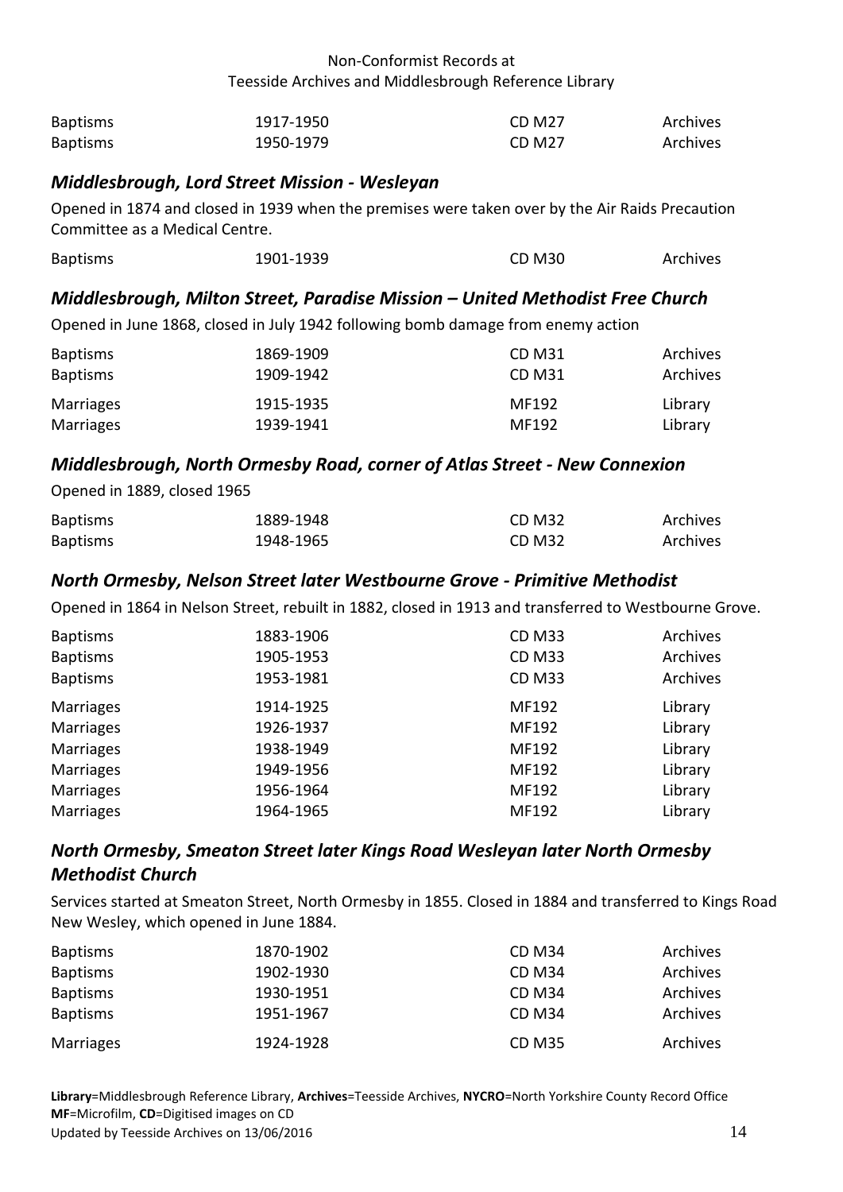| | | | |
|---|---|---|---|
| Baptisms | 1917-1950 | CD M27 | Archives |
| Baptisms | 1950-1979 | CD M27 | Archives |

### *Middlesbrough, Lord Street Mission - Wesleyan*

Opened in 1874 and closed in 1939 when the premises were taken over by the Air Raids Precaution Committee as a Medical Centre.

| | | | |
|---|---|---|---|
| Baptisms | 1901-1939 | CD M30 | Archives |

### *Middlesbrough, Milton Street, Paradise Mission – United Methodist Free Church*

Opened in June 1868, closed in July 1942 following bomb damage from enemy action

| | | | |
|---|---|---|---|
| Baptisms | 1869-1909 | CD M31 | Archives |
| Baptisms | 1909-1942 | CD M31 | Archives |
| Marriages | 1915-1935 | MF192 | Library |
| Marriages | 1939-1941 | MF192 | Library |

### *Middlesbrough, North Ormesby Road, corner of Atlas Street - New Connexion*

Opened in 1889, closed 1965

| | | | |
|---|---|---|---|
| Baptisms | 1889-1948 | CD M32 | Archives |
| Baptisms | 1948-1965 | CD M32 | Archives |

### *North Ormesby, Nelson Street later Westbourne Grove - Primitive Methodist*

Opened in 1864 in Nelson Street, rebuilt in 1882, closed in 1913 and transferred to Westbourne Grove.

| | | | |
|---|---|---|---|
| Baptisms | 1883-1906 | CD M33 | Archives |
| Baptisms | 1905-1953 | CD M33 | Archives |
| Baptisms | 1953-1981 | CD M33 | Archives |
| Marriages | 1914-1925 | MF192 | Library |
| Marriages | 1926-1937 | MF192 | Library |
| Marriages | 1938-1949 | MF192 | Library |
| Marriages | 1949-1956 | MF192 | Library |
| Marriages | 1956-1964 | MF192 | Library |
| Marriages | 1964-1965 | MF192 | Library |

### *North Ormesby, Smeaton Street later Kings Road Wesleyan later North Ormesby Methodist Church*

Services started at Smeaton Street, North Ormesby in 1855. Closed in 1884 and transferred to Kings Road New Wesley, which opened in June 1884.

| | | | |
|---|---|---|---|
| Baptisms | 1870-1902 | CD M34 | Archives |
| Baptisms | 1902-1930 | CD M34 | Archives |
| Baptisms | 1930-1951 | CD M34 | Archives |
| Baptisms | 1951-1967 | CD M34 | Archives |
| Marriages | 1924-1928 | CD M35 | Archives |

**Library**=Middlesbrough Reference Library, **Archives**=Teesside Archives, **NYCRO**=North Yorkshire County Record Office
**MF**=Microfilm, **CD**=Digitised images on CD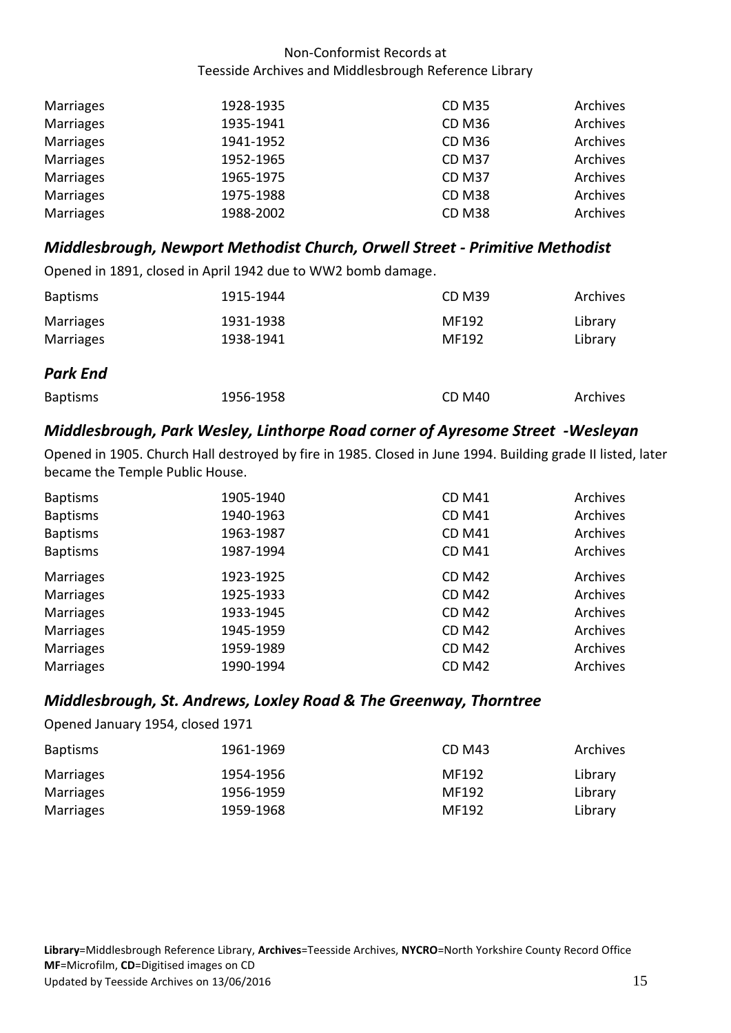| | | | |
|---|---|---|---|
| Marriages | 1928-1935 | CD M35 | Archives |
| Marriages | 1935-1941 | CD M36 | Archives |
| Marriages | 1941-1952 | CD M36 | Archives |
| Marriages | 1952-1965 | CD M37 | Archives |
| Marriages | 1965-1975 | CD M37 | Archives |
| Marriages | 1975-1988 | CD M38 | Archives |
| Marriages | 1988-2002 | CD M38 | Archives |

## *Middlesbrough, Newport Methodist Church, Orwell Street - Primitive Methodist*

Opened in 1891, closed in April 1942 due to WW2 bomb damage.

| | | | |
|---|---|---|---|
| Baptisms | 1915-1944 | CD M39 | Archives |
| Marriages | 1931-1938 | MF192 | Library |
| Marriages | 1938-1941 | MF192 | Library |

### *Park End*

| | | | |
|---|---|---|---|
| Baptisms | 1956-1958 | CD M40 | Archives |

## *Middlesbrough, Park Wesley, Linthorpe Road corner of Ayresome Street -Wesleyan*

Opened in 1905. Church Hall destroyed by fire in 1985. Closed in June 1994. Building grade II listed, later became the Temple Public House.

| | | | |
|---|---|---|---|
| Baptisms | 1905-1940 | CD M41 | Archives |
| Baptisms | 1940-1963 | CD M41 | Archives |
| Baptisms | 1963-1987 | CD M41 | Archives |
| Baptisms | 1987-1994 | CD M41 | Archives |
| Marriages | 1923-1925 | CD M42 | Archives |
| Marriages | 1925-1933 | CD M42 | Archives |
| Marriages | 1933-1945 | CD M42 | Archives |
| Marriages | 1945-1959 | CD M42 | Archives |
| Marriages | 1959-1989 | CD M42 | Archives |
| Marriages | 1990-1994 | CD M42 | Archives |

## *Middlesbrough, St. Andrews, Loxley Road & The Greenway, Thorntree*

Opened January 1954, closed 1971

| | | | |
|---|---|---|---|
| Baptisms | 1961-1969 | CD M43 | Archives |
| Marriages | 1954-1956 | MF192 | Library |
| Marriages | 1956-1959 | MF192 | Library |
| Marriages | 1959-1968 | MF192 | Library |

**Library**=Middlesbrough Reference Library, **Archives**=Teesside Archives, **NYCRO**=North Yorkshire County Record Office
**MF**=Microfilm, **CD**=Digitised images on CD
Updated by Teesside Archives on 13/06/2016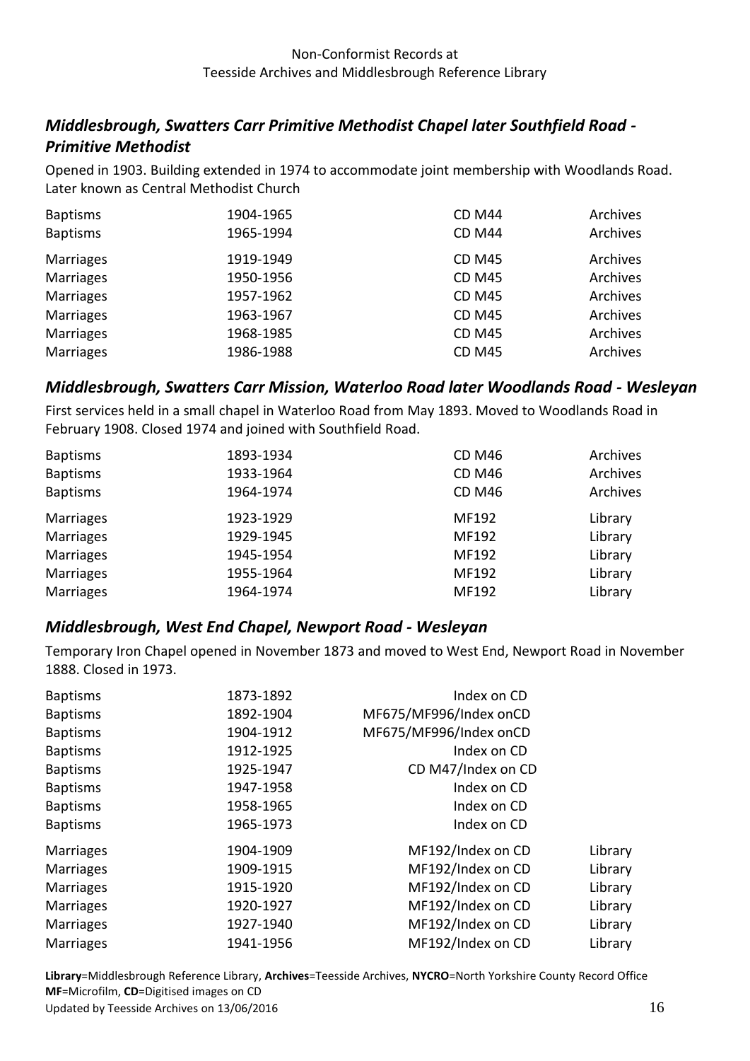## *Middlesbrough, Swatters Carr Primitive Methodist Chapel later Southfield Road - Primitive Methodist*

Opened in 1903. Building extended in 1974 to accommodate joint membership with Woodlands Road. Later known as Central Methodist Church

| | | | |
|---|---|---|---|
| Baptisms | 1904-1965 | CD M44 | Archives |
| Baptisms | 1965-1994 | CD M44 | Archives |
| Marriages | 1919-1949 | CD M45 | Archives |
| Marriages | 1950-1956 | CD M45 | Archives |
| Marriages | 1957-1962 | CD M45 | Archives |
| Marriages | 1963-1967 | CD M45 | Archives |
| Marriages | 1968-1985 | CD M45 | Archives |
| Marriages | 1986-1988 | CD M45 | Archives |

## *Middlesbrough, Swatters Carr Mission, Waterloo Road later Woodlands Road - Wesleyan*

First services held in a small chapel in Waterloo Road from May 1893. Moved to Woodlands Road in February 1908. Closed 1974 and joined with Southfield Road.

| | | | |
|---|---|---|---|
| Baptisms | 1893-1934 | CD M46 | Archives |
| Baptisms | 1933-1964 | CD M46 | Archives |
| Baptisms | 1964-1974 | CD M46 | Archives |
| Marriages | 1923-1929 | MF192 | Library |
| Marriages | 1929-1945 | MF192 | Library |
| Marriages | 1945-1954 | MF192 | Library |
| Marriages | 1955-1964 | MF192 | Library |
| Marriages | 1964-1974 | MF192 | Library |

## *Middlesbrough, West End Chapel, Newport Road - Wesleyan*

Temporary Iron Chapel opened in November 1873 and moved to West End, Newport Road in November 1888. Closed in 1973.

| | | | |
|---|---|---|---|
| Baptisms | 1873-1892 | Index on CD | |
| Baptisms | 1892-1904 | MF675/MF996/Index onCD | |
| Baptisms | 1904-1912 | MF675/MF996/Index onCD | |
| Baptisms | 1912-1925 | Index on CD | |
| Baptisms | 1925-1947 | CD M47/Index on CD | |
| Baptisms | 1947-1958 | Index on CD | |
| Baptisms | 1958-1965 | Index on CD | |
| Baptisms | 1965-1973 | Index on CD | |
| Marriages | 1904-1909 | MF192/Index on CD | Library |
| Marriages | 1909-1915 | MF192/Index on CD | Library |
| Marriages | 1915-1920 | MF192/Index on CD | Library |
| Marriages | 1920-1927 | MF192/Index on CD | Library |
| Marriages | 1927-1940 | MF192/Index on CD | Library |
| Marriages | 1941-1956 | MF192/Index on CD | Library |

**Library**=Middlesbrough Reference Library, **Archives**=Teesside Archives, **NYCRO**=North Yorkshire County Record Office
**MF**=Microfilm, **CD**=Digitised images on CD
Updated by Teesside Archives on 13/06/2016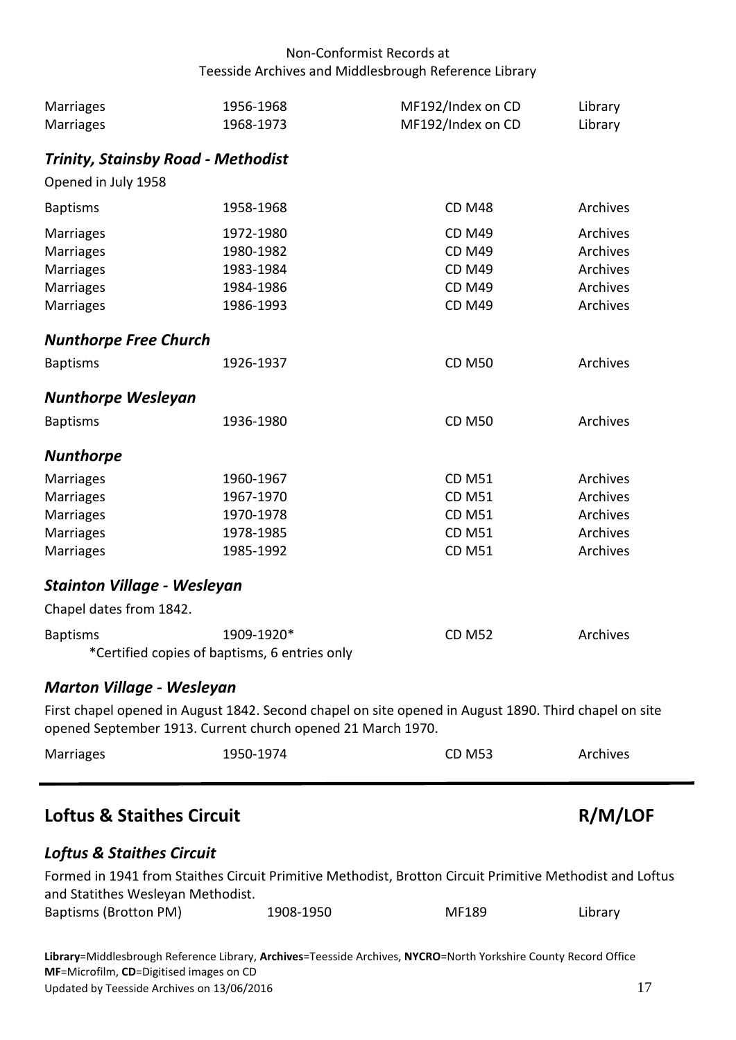| | | | |
|---|---|---|---|
| Marriages | 1956-1968 | MF192/Index on CD | Library |
| Marriages | 1968-1973 | MF192/Index on CD | Library |

### *Trinity, Stainsby Road - Methodist*

Opened in July 1958

| | | | |
|---|---|---|---|
| Baptisms | 1958-1968 | CD M48 | Archives |
| Marriages | 1972-1980 | CD M49 | Archives |
| Marriages | 1980-1982 | CD M49 | Archives |
| Marriages | 1983-1984 | CD M49 | Archives |
| Marriages | 1984-1986 | CD M49 | Archives |
| Marriages | 1986-1993 | CD M49 | Archives |

### *Nunthorpe Free Church*

| | | | |
|---|---|---|---|
| Baptisms | 1926-1937 | CD M50 | Archives |

### *Nunthorpe Wesleyan*

| | | | |
|---|---|---|---|
| Baptisms | 1936-1980 | CD M50 | Archives |

### *Nunthorpe*

| | | | |
|---|---|---|---|
| Marriages | 1960-1967 | CD M51 | Archives |
| Marriages | 1967-1970 | CD M51 | Archives |
| Marriages | 1970-1978 | CD M51 | Archives |
| Marriages | 1978-1985 | CD M51 | Archives |
| Marriages | 1985-1992 | CD M51 | Archives |

### *Stainton Village - Wesleyan*

Chapel dates from 1842.

| | | | |
|---|---|---|---|
| Baptisms | 1909-1920* | CD M52 | Archives |

*Certified copies of baptisms, 6 entries only

### *Marton Village - Wesleyan*

First chapel opened in August 1842. Second chapel on site opened in August 1890. Third chapel on site opened September 1913. Current church opened 21 March 1970.

| | | | |
|---|---|---|---|
| Marriages | 1950-1974 | CD M53 | Archives |

## Loftus & Staithes Circuit — R/M/LOF

### *Loftus & Staithes Circuit*

Formed in 1941 from Staithes Circuit Primitive Methodist, Brotton Circuit Primitive Methodist and Loftus and Statithes Wesleyan Methodist.

| | | | |
|---|---|---|---|
| Baptisms (Brotton PM) | 1908-1950 | MF189 | Library |

**Library**=Middlesbrough Reference Library, **Archives**=Teesside Archives, **NYCRO**=North Yorkshire County Record Office
**MF**=Microfilm, **CD**=Digitised images on CD
Updated by Teesside Archives on 13/06/2016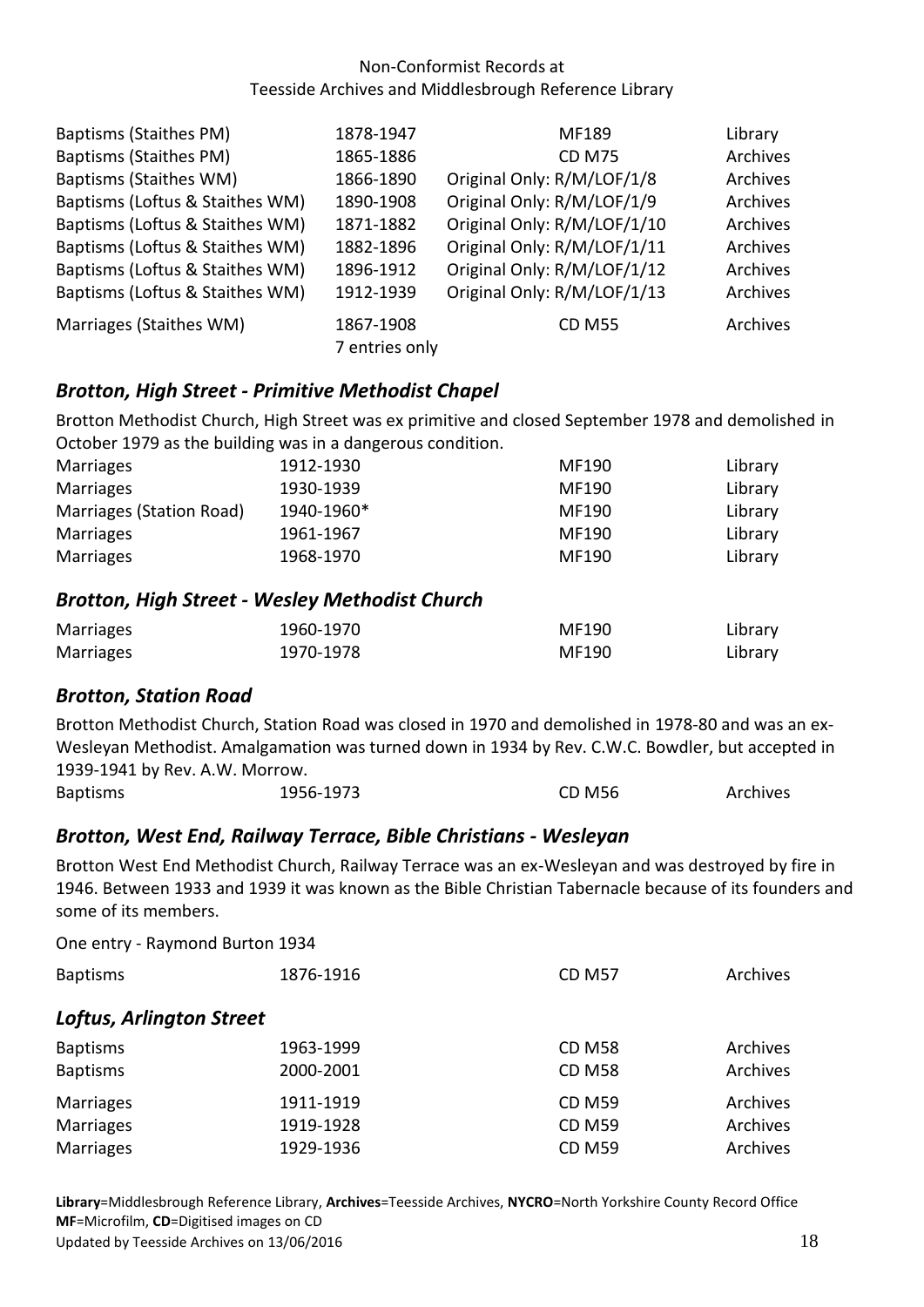| | | | |
|---|---|---|---|
| Baptisms (Staithes PM) | 1878-1947 | MF189 | Library |
| Baptisms (Staithes PM) | 1865-1886 | CD M75 | Archives |
| Baptisms (Staithes WM) | 1866-1890 | Original Only: R/M/LOF/1/8 | Archives |
| Baptisms (Loftus & Staithes WM) | 1890-1908 | Original Only: R/M/LOF/1/9 | Archives |
| Baptisms (Loftus & Staithes WM) | 1871-1882 | Original Only: R/M/LOF/1/10 | Archives |
| Baptisms (Loftus & Staithes WM) | 1882-1896 | Original Only: R/M/LOF/1/11 | Archives |
| Baptisms (Loftus & Staithes WM) | 1896-1912 | Original Only: R/M/LOF/1/12 | Archives |
| Baptisms (Loftus & Staithes WM) | 1912-1939 | Original Only: R/M/LOF/1/13 | Archives |
| Marriages (Staithes WM) | 1867-1908 7 entries only | CD M55 | Archives |

### *Brotton, High Street - Primitive Methodist Chapel*

Brotton Methodist Church, High Street was ex primitive and closed September 1978 and demolished in October 1979 as the building was in a dangerous condition.

| | | | |
|---|---|---|---|
| Marriages | 1912-1930 | MF190 | Library |
| Marriages | 1930-1939 | MF190 | Library |
| Marriages (Station Road) | 1940-1960* | MF190 | Library |
| Marriages | 1961-1967 | MF190 | Library |
| Marriages | 1968-1970 | MF190 | Library |

### *Brotton, High Street - Wesley Methodist Church*

| | | | |
|---|---|---|---|
| Marriages | 1960-1970 | MF190 | Library |
| Marriages | 1970-1978 | MF190 | Library |

### *Brotton, Station Road*

Brotton Methodist Church, Station Road was closed in 1970 and demolished in 1978-80 and was an ex-Wesleyan Methodist. Amalgamation was turned down in 1934 by Rev. C.W.C. Bowdler, but accepted in 1939-1941 by Rev. A.W. Morrow.

| | | | |
|---|---|---|---|
| Baptisms | 1956-1973 | CD M56 | Archives |

### *Brotton, West End, Railway Terrace, Bible Christians - Wesleyan*

Brotton West End Methodist Church, Railway Terrace was an ex-Wesleyan and was destroyed by fire in 1946. Between 1933 and 1939 it was known as the Bible Christian Tabernacle because of its founders and some of its members.

One entry - Raymond Burton 1934

| | | | |
|---|---|---|---|
| Baptisms | 1876-1916 | CD M57 | Archives |

### *Loftus, Arlington Street*

| | | | |
|---|---|---|---|
| Baptisms | 1963-1999 | CD M58 | Archives |
| Baptisms | 2000-2001 | CD M58 | Archives |
| Marriages | 1911-1919 | CD M59 | Archives |
| Marriages | 1919-1928 | CD M59 | Archives |
| Marriages | 1929-1936 | CD M59 | Archives |

**Library**=Middlesbrough Reference Library, **Archives**=Teesside Archives, **NYCRO**=North Yorkshire County Record Office
**MF**=Microfilm, **CD**=Digitised images on CD
Updated by Teesside Archives on 13/06/2016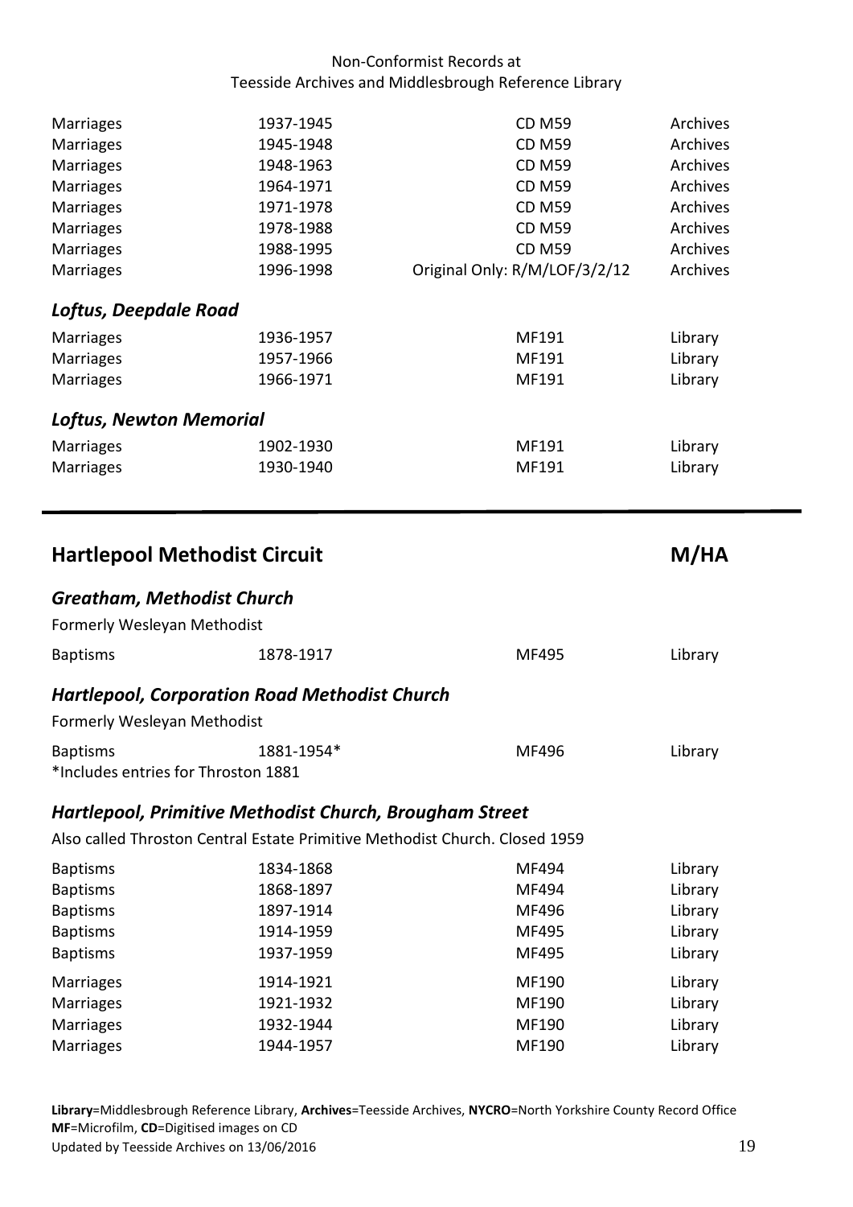| | | | |
|---|---|---|---|
| Marriages | 1937-1945 | CD M59 | Archives |
| Marriages | 1945-1948 | CD M59 | Archives |
| Marriages | 1948-1963 | CD M59 | Archives |
| Marriages | 1964-1971 | CD M59 | Archives |
| Marriages | 1971-1978 | CD M59 | Archives |
| Marriages | 1978-1988 | CD M59 | Archives |
| Marriages | 1988-1995 | CD M59 | Archives |
| Marriages | 1996-1998 | Original Only: R/M/LOF/3/2/12 | Archives |

### *Loftus, Deepdale Road*

| | | | |
|---|---|---|---|
| Marriages | 1936-1957 | MF191 | Library |
| Marriages | 1957-1966 | MF191 | Library |
| Marriages | 1966-1971 | MF191 | Library |

### *Loftus, Newton Memorial*

| | | | |
|---|---|---|---|
| Marriages | 1902-1930 | MF191 | Library |
| Marriages | 1930-1940 | MF191 | Library |

---

## Hartlepool Methodist Circuit — M/HA

### *Greatham, Methodist Church*

Formerly Wesleyan Methodist

| | | | |
|---|---|---|---|
| Baptisms | 1878-1917 | MF495 | Library |

### *Hartlepool, Corporation Road Methodist Church*

Formerly Wesleyan Methodist

| | | | |
|---|---|---|---|
| Baptisms | 1881-1954* | MF496 | Library |

*Includes entries for Throston 1881

### *Hartlepool, Primitive Methodist Church, Brougham Street*

Also called Throston Central Estate Primitive Methodist Church. Closed 1959

| | | | |
|---|---|---|---|
| Baptisms | 1834-1868 | MF494 | Library |
| Baptisms | 1868-1897 | MF494 | Library |
| Baptisms | 1897-1914 | MF496 | Library |
| Baptisms | 1914-1959 | MF495 | Library |
| Baptisms | 1937-1959 | MF495 | Library |
| Marriages | 1914-1921 | MF190 | Library |
| Marriages | 1921-1932 | MF190 | Library |
| Marriages | 1932-1944 | MF190 | Library |
| Marriages | 1944-1957 | MF190 | Library |

**Library**=Middlesbrough Reference Library, **Archives**=Teesside Archives, **NYCRO**=North Yorkshire County Record Office
**MF**=Microfilm, **CD**=Digitised images on CD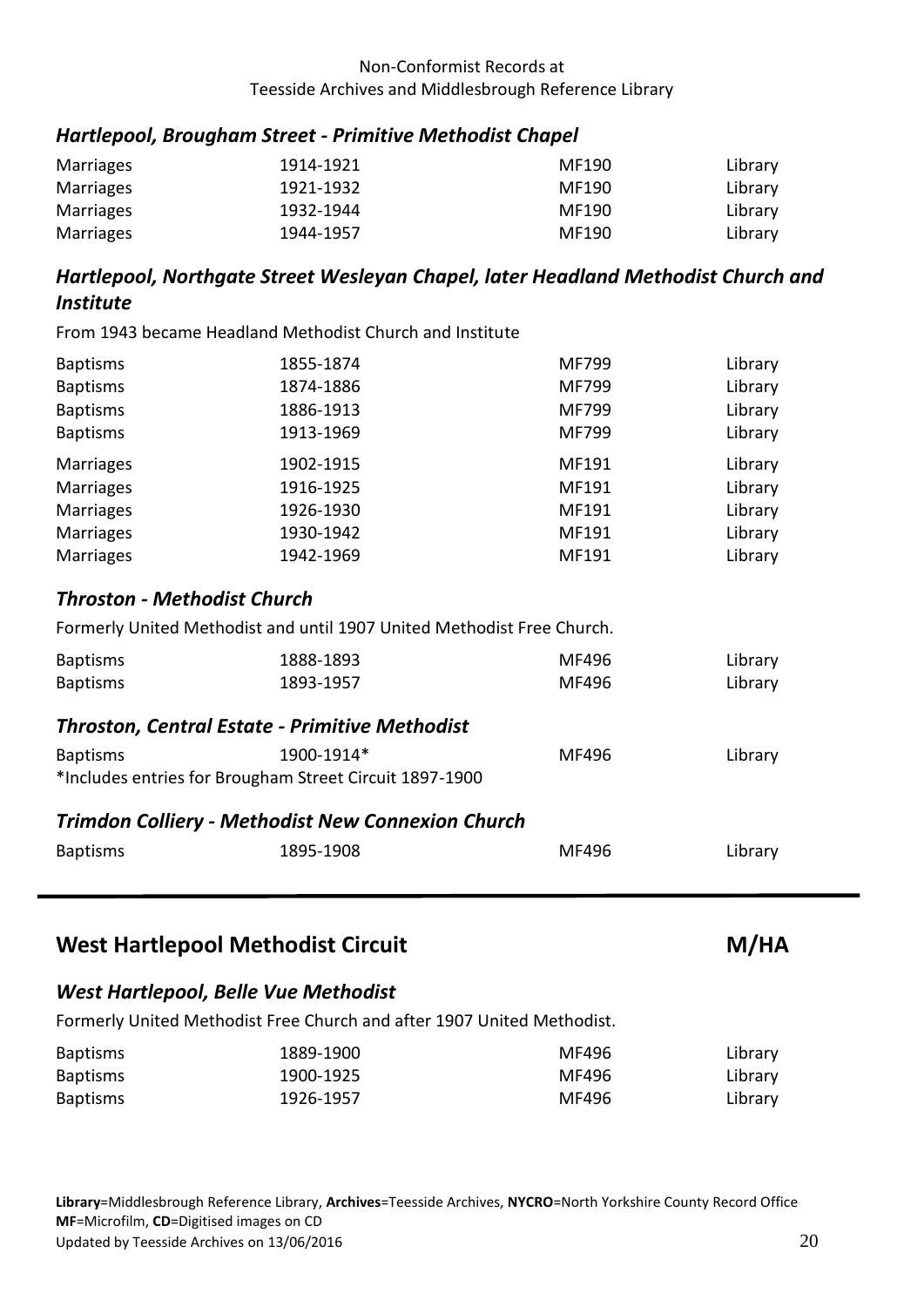### *Hartlepool, Brougham Street - Primitive Methodist Chapel*

| | | | |
|---|---|---|---|
| Marriages | 1914-1921 | MF190 | Library |
| Marriages | 1921-1932 | MF190 | Library |
| Marriages | 1932-1944 | MF190 | Library |
| Marriages | 1944-1957 | MF190 | Library |

### *Hartlepool, Northgate Street Wesleyan Chapel, later Headland Methodist Church and Institute*

From 1943 became Headland Methodist Church and Institute

| | | | |
|---|---|---|---|
| Baptisms | 1855-1874 | MF799 | Library |
| Baptisms | 1874-1886 | MF799 | Library |
| Baptisms | 1886-1913 | MF799 | Library |
| Baptisms | 1913-1969 | MF799 | Library |
| Marriages | 1902-1915 | MF191 | Library |
| Marriages | 1916-1925 | MF191 | Library |
| Marriages | 1926-1930 | MF191 | Library |
| Marriages | 1930-1942 | MF191 | Library |
| Marriages | 1942-1969 | MF191 | Library |

### *Throston - Methodist Church*

Formerly United Methodist and until 1907 United Methodist Free Church.

| | | | |
|---|---|---|---|
| Baptisms | 1888-1893 | MF496 | Library |
| Baptisms | 1893-1957 | MF496 | Library |

### *Throston, Central Estate - Primitive Methodist*

| | | | |
|---|---|---|---|
| Baptisms | 1900-1914* | MF496 | Library |

*Includes entries for Brougham Street Circuit 1897-1900

### *Trimdon Colliery - Methodist New Connexion Church*

| | | | |
|---|---|---|---|
| Baptisms | 1895-1908 | MF496 | Library |

## West Hartlepool Methodist Circuit — M/HA

### *West Hartlepool, Belle Vue Methodist*

Formerly United Methodist Free Church and after 1907 United Methodist.

| | | | |
|---|---|---|---|
| Baptisms | 1889-1900 | MF496 | Library |
| Baptisms | 1900-1925 | MF496 | Library |
| Baptisms | 1926-1957 | MF496 | Library |

**Library**=Middlesbrough Reference Library, **Archives**=Teesside Archives, **NYCRO**=North Yorkshire County Record Office
**MF**=Microfilm, **CD**=Digitised images on CD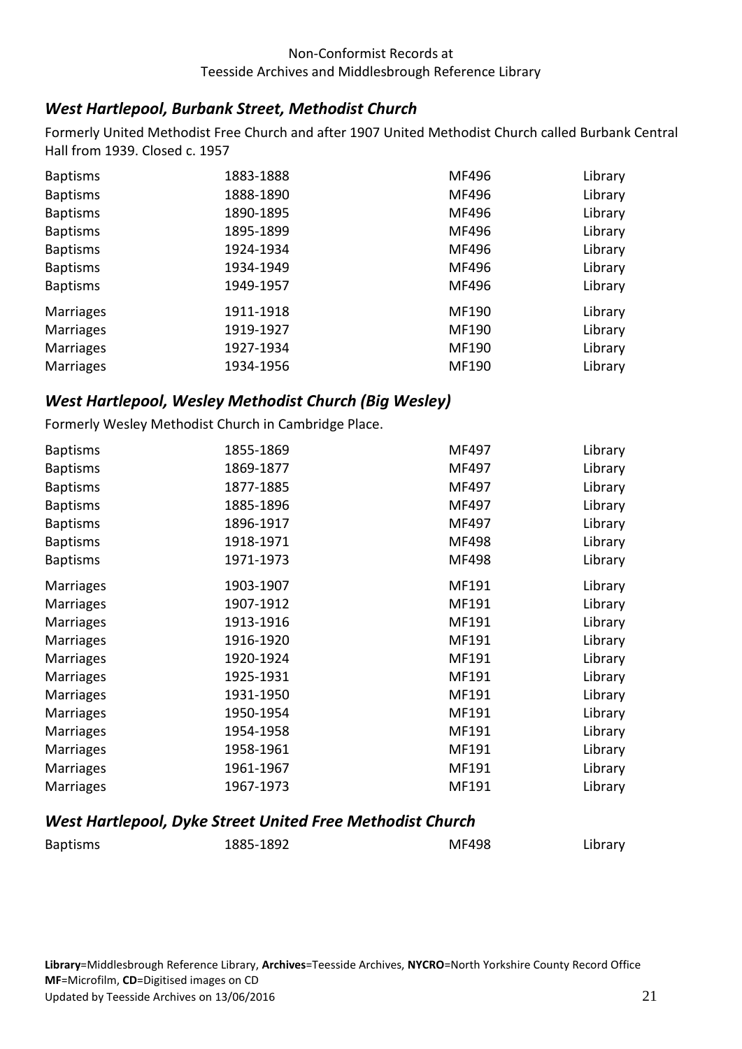### *West Hartlepool, Burbank Street, Methodist Church*

Formerly United Methodist Free Church and after 1907 United Methodist Church called Burbank Central Hall from 1939. Closed c. 1957

| | | | |
|---|---|---|---|
| Baptisms | 1883-1888 | MF496 | Library |
| Baptisms | 1888-1890 | MF496 | Library |
| Baptisms | 1890-1895 | MF496 | Library |
| Baptisms | 1895-1899 | MF496 | Library |
| Baptisms | 1924-1934 | MF496 | Library |
| Baptisms | 1934-1949 | MF496 | Library |
| Baptisms | 1949-1957 | MF496 | Library |
| Marriages | 1911-1918 | MF190 | Library |
| Marriages | 1919-1927 | MF190 | Library |
| Marriages | 1927-1934 | MF190 | Library |
| Marriages | 1934-1956 | MF190 | Library |

### *West Hartlepool, Wesley Methodist Church (Big Wesley)*

Formerly Wesley Methodist Church in Cambridge Place.

| | | | |
|---|---|---|---|
| Baptisms | 1855-1869 | MF497 | Library |
| Baptisms | 1869-1877 | MF497 | Library |
| Baptisms | 1877-1885 | MF497 | Library |
| Baptisms | 1885-1896 | MF497 | Library |
| Baptisms | 1896-1917 | MF497 | Library |
| Baptisms | 1918-1971 | MF498 | Library |
| Baptisms | 1971-1973 | MF498 | Library |
| Marriages | 1903-1907 | MF191 | Library |
| Marriages | 1907-1912 | MF191 | Library |
| Marriages | 1913-1916 | MF191 | Library |
| Marriages | 1916-1920 | MF191 | Library |
| Marriages | 1920-1924 | MF191 | Library |
| Marriages | 1925-1931 | MF191 | Library |
| Marriages | 1931-1950 | MF191 | Library |
| Marriages | 1950-1954 | MF191 | Library |
| Marriages | 1954-1958 | MF191 | Library |
| Marriages | 1958-1961 | MF191 | Library |
| Marriages | 1961-1967 | MF191 | Library |
| Marriages | 1967-1973 | MF191 | Library |

### *West Hartlepool, Dyke Street United Free Methodist Church*

| | | | |
|---|---|---|---|
| Baptisms | 1885-1892 | MF498 | Library |

**Library**=Middlesbrough Reference Library, **Archives**=Teesside Archives, **NYCRO**=North Yorkshire County Record Office
**MF**=Microfilm, **CD**=Digitised images on CD
Updated by Teesside Archives on 13/06/2016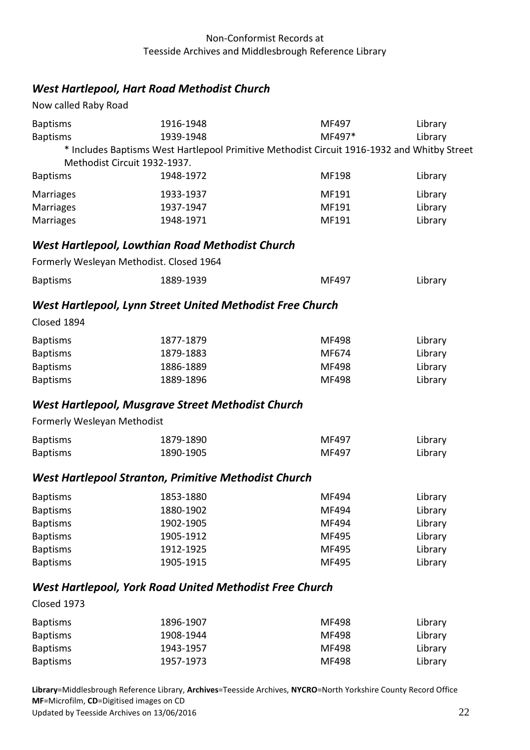### *West Hartlepool, Hart Road Methodist Church*

Now called Raby Road

| | | | |
|---|---|---|---|
| Baptisms | 1916-1948 | MF497 | Library |
| Baptisms | 1939-1948 | MF497* | Library |

* Includes Baptisms West Hartlepool Primitive Methodist Circuit 1916-1932 and Whitby Street Methodist Circuit 1932-1937.

| | | | |
|---|---|---|---|
| Baptisms | 1948-1972 | MF198 | Library |
| Marriages | 1933-1937 | MF191 | Library |
| Marriages | 1937-1947 | MF191 | Library |
| Marriages | 1948-1971 | MF191 | Library |

### *West Hartlepool, Lowthian Road Methodist Church*

Formerly Wesleyan Methodist. Closed 1964

| | | | |
|---|---|---|---|
| Baptisms | 1889-1939 | MF497 | Library |

### *West Hartlepool, Lynn Street United Methodist Free Church*

Closed 1894

| | | | |
|---|---|---|---|
| Baptisms | 1877-1879 | MF498 | Library |
| Baptisms | 1879-1883 | MF674 | Library |
| Baptisms | 1886-1889 | MF498 | Library |
| Baptisms | 1889-1896 | MF498 | Library |

### *West Hartlepool, Musgrave Street Methodist Church*

Formerly Wesleyan Methodist

| | | | |
|---|---|---|---|
| Baptisms | 1879-1890 | MF497 | Library |
| Baptisms | 1890-1905 | MF497 | Library |

### *West Hartlepool Stranton, Primitive Methodist Church*

| | | | |
|---|---|---|---|
| Baptisms | 1853-1880 | MF494 | Library |
| Baptisms | 1880-1902 | MF494 | Library |
| Baptisms | 1902-1905 | MF494 | Library |
| Baptisms | 1905-1912 | MF495 | Library |
| Baptisms | 1912-1925 | MF495 | Library |
| Baptisms | 1905-1915 | MF495 | Library |

### *West Hartlepool, York Road United Methodist Free Church*

Closed 1973

| | | | |
|---|---|---|---|
| Baptisms | 1896-1907 | MF498 | Library |
| Baptisms | 1908-1944 | MF498 | Library |
| Baptisms | 1943-1957 | MF498 | Library |
| Baptisms | 1957-1973 | MF498 | Library |

**Library**=Middlesbrough Reference Library, **Archives**=Teesside Archives, **NYCRO**=North Yorkshire County Record Office
**MF**=Microfilm, **CD**=Digitised images on CD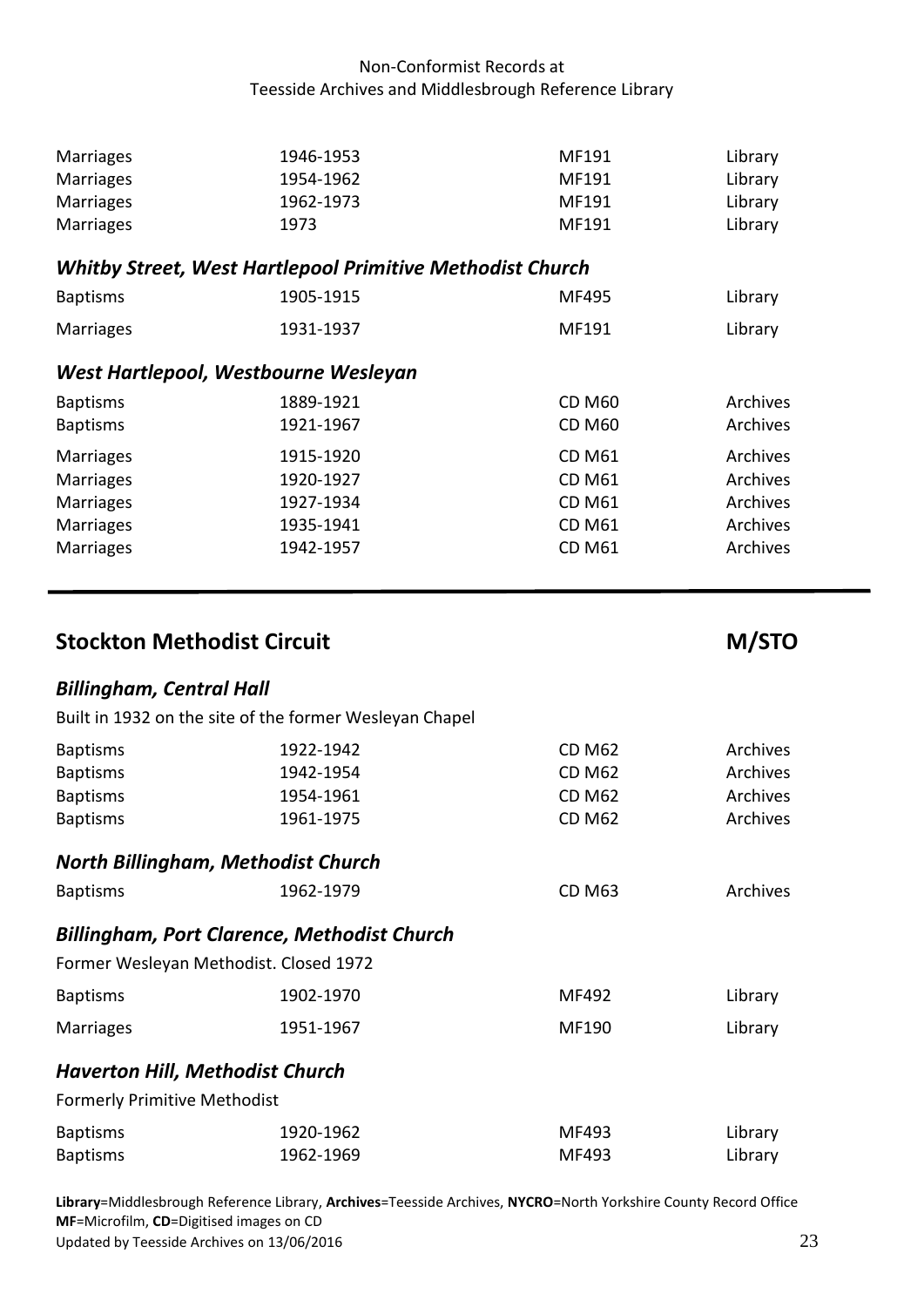| | | | |
|---|---|---|---|
| Marriages | 1946-1953 | MF191 | Library |
| Marriages | 1954-1962 | MF191 | Library |
| Marriages | 1962-1973 | MF191 | Library |
| Marriages | 1973 | MF191 | Library |

### *Whitby Street, West Hartlepool Primitive Methodist Church*

| | | | |
|---|---|---|---|
| Baptisms | 1905-1915 | MF495 | Library |
| Marriages | 1931-1937 | MF191 | Library |

### *West Hartlepool, Westbourne Wesleyan*

| | | | |
|---|---|---|---|
| Baptisms | 1889-1921 | CD M60 | Archives |
| Baptisms | 1921-1967 | CD M60 | Archives |
| Marriages | 1915-1920 | CD M61 | Archives |
| Marriages | 1920-1927 | CD M61 | Archives |
| Marriages | 1927-1934 | CD M61 | Archives |
| Marriages | 1935-1941 | CD M61 | Archives |
| Marriages | 1942-1957 | CD M61 | Archives |

---

## Stockton Methodist Circuit — M/STO

### *Billingham, Central Hall*

Built in 1932 on the site of the former Wesleyan Chapel

| | | | |
|---|---|---|---|
| Baptisms | 1922-1942 | CD M62 | Archives |
| Baptisms | 1942-1954 | CD M62 | Archives |
| Baptisms | 1954-1961 | CD M62 | Archives |
| Baptisms | 1961-1975 | CD M62 | Archives |

### *North Billingham, Methodist Church*

| | | | |
|---|---|---|---|
| Baptisms | 1962-1979 | CD M63 | Archives |

### *Billingham, Port Clarence, Methodist Church*

Former Wesleyan Methodist. Closed 1972

| | | | |
|---|---|---|---|
| Baptisms | 1902-1970 | MF492 | Library |
| Marriages | 1951-1967 | MF190 | Library |

### *Haverton Hill, Methodist Church*

Formerly Primitive Methodist

| | | | |
|---|---|---|---|
| Baptisms | 1920-1962 | MF493 | Library |
| Baptisms | 1962-1969 | MF493 | Library |

**Library**=Middlesbrough Reference Library, **Archives**=Teesside Archives, **NYCRO**=North Yorkshire County Record Office
**MF**=Microfilm, **CD**=Digitised images on CD
Updated by Teesside Archives on 13/06/2016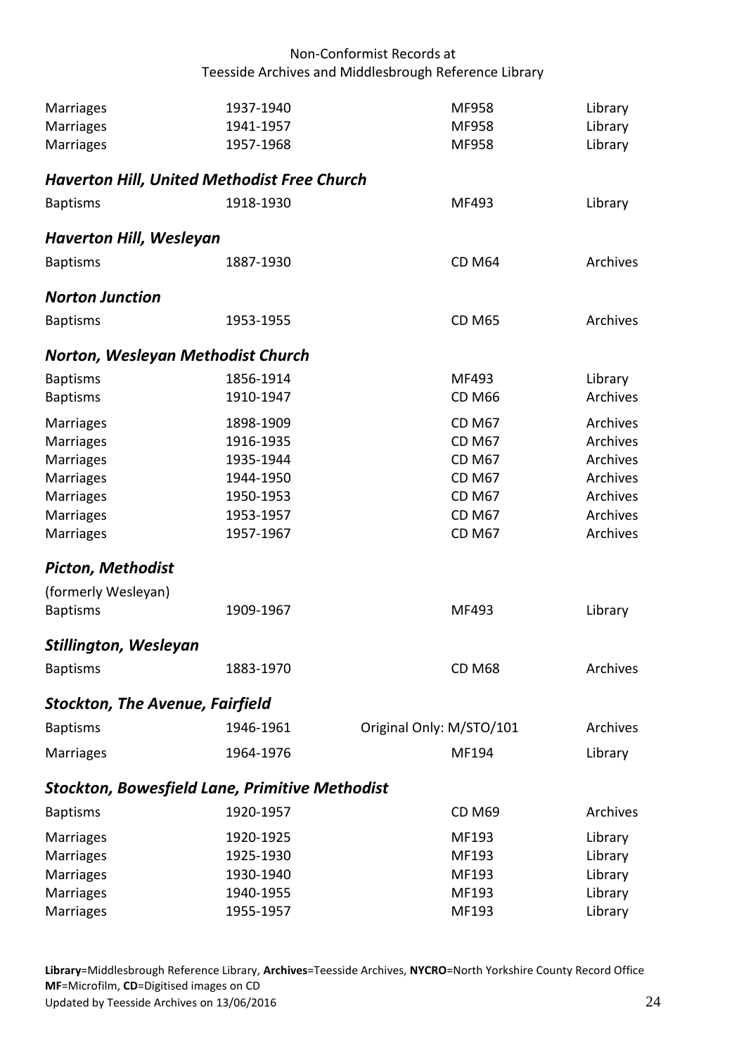| | | | |
|---|---|---|---|
| Marriages | 1937-1940 | MF958 | Library |
| Marriages | 1941-1957 | MF958 | Library |
| Marriages | 1957-1968 | MF958 | Library |

### *Haverton Hill, United Methodist Free Church*

| | | | |
|---|---|---|---|
| Baptisms | 1918-1930 | MF493 | Library |

### *Haverton Hill, Wesleyan*

| | | | |
|---|---|---|---|
| Baptisms | 1887-1930 | CD M64 | Archives |

### *Norton Junction*

| | | | |
|---|---|---|---|
| Baptisms | 1953-1955 | CD M65 | Archives |

### *Norton, Wesleyan Methodist Church*

| | | | |
|---|---|---|---|
| Baptisms | 1856-1914 | MF493 | Library |
| Baptisms | 1910-1947 | CD M66 | Archives |
| Marriages | 1898-1909 | CD M67 | Archives |
| Marriages | 1916-1935 | CD M67 | Archives |
| Marriages | 1935-1944 | CD M67 | Archives |
| Marriages | 1944-1950 | CD M67 | Archives |
| Marriages | 1950-1953 | CD M67 | Archives |
| Marriages | 1953-1957 | CD M67 | Archives |
| Marriages | 1957-1967 | CD M67 | Archives |

### *Picton, Methodist*

(formerly Wesleyan)

| | | | |
|---|---|---|---|
| Baptisms | 1909-1967 | MF493 | Library |

### *Stillington, Wesleyan*

| | | | |
|---|---|---|---|
| Baptisms | 1883-1970 | CD M68 | Archives |

### *Stockton, The Avenue, Fairfield*

| | | | |
|---|---|---|---|
| Baptisms | 1946-1961 | Original Only: M/STO/101 | Archives |
| Marriages | 1964-1976 | MF194 | Library |

### *Stockton, Bowesfield Lane, Primitive Methodist*

| | | | |
|---|---|---|---|
| Baptisms | 1920-1957 | CD M69 | Archives |
| Marriages | 1920-1925 | MF193 | Library |
| Marriages | 1925-1930 | MF193 | Library |
| Marriages | 1930-1940 | MF193 | Library |
| Marriages | 1940-1955 | MF193 | Library |
| Marriages | 1955-1957 | MF193 | Library |

**Library**=Middlesbrough Reference Library, **Archives**=Teesside Archives, **NYCRO**=North Yorkshire County Record Office
**MF**=Microfilm, **CD**=Digitised images on CD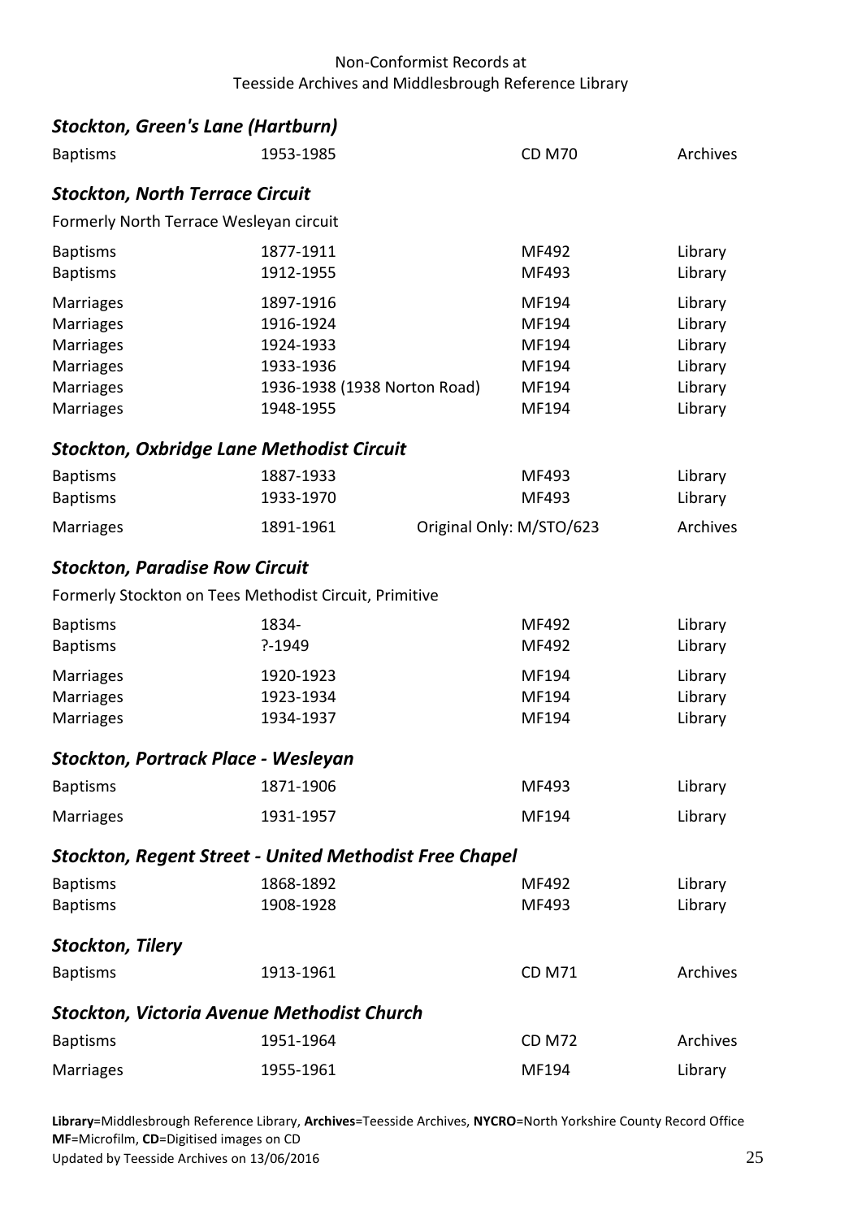### *Stockton, Green's Lane (Hartburn)*

| | | | |
|---|---|---|---|
| Baptisms | 1953-1985 | CD M70 | Archives |

### *Stockton, North Terrace Circuit*

Formerly North Terrace Wesleyan circuit

| | | | |
|---|---|---|---|
| Baptisms | 1877-1911 | MF492 | Library |
| Baptisms | 1912-1955 | MF493 | Library |
| Marriages | 1897-1916 | MF194 | Library |
| Marriages | 1916-1924 | MF194 | Library |
| Marriages | 1924-1933 | MF194 | Library |
| Marriages | 1933-1936 | MF194 | Library |
| Marriages | 1936-1938 (1938 Norton Road) | MF194 | Library |
| Marriages | 1948-1955 | MF194 | Library |

### *Stockton, Oxbridge Lane Methodist Circuit*

| | | | |
|---|---|---|---|
| Baptisms | 1887-1933 | MF493 | Library |
| Baptisms | 1933-1970 | MF493 | Library |
| Marriages | 1891-1961 | Original Only: M/STO/623 | Archives |

### *Stockton, Paradise Row Circuit*

Formerly Stockton on Tees Methodist Circuit, Primitive

| | | | |
|---|---|---|---|
| Baptisms | 1834- | MF492 | Library |
| Baptisms | ?-1949 | MF492 | Library |
| Marriages | 1920-1923 | MF194 | Library |
| Marriages | 1923-1934 | MF194 | Library |
| Marriages | 1934-1937 | MF194 | Library |

### *Stockton, Portrack Place - Wesleyan*

| | | | |
|---|---|---|---|
| Baptisms | 1871-1906 | MF493 | Library |
| Marriages | 1931-1957 | MF194 | Library |

### *Stockton, Regent Street - United Methodist Free Chapel*

| | | | |
|---|---|---|---|
| Baptisms | 1868-1892 | MF492 | Library |
| Baptisms | 1908-1928 | MF493 | Library |

### *Stockton, Tilery*

| | | | |
|---|---|---|---|
| Baptisms | 1913-1961 | CD M71 | Archives |

### *Stockton, Victoria Avenue Methodist Church*

| | | | |
|---|---|---|---|
| Baptisms | 1951-1964 | CD M72 | Archives |
| Marriages | 1955-1961 | MF194 | Library |

**Library**=Middlesbrough Reference Library, **Archives**=Teesside Archives, **NYCRO**=North Yorkshire County Record Office
**MF**=Microfilm, **CD**=Digitised images on CD
Updated by Teesside Archives on 13/06/2016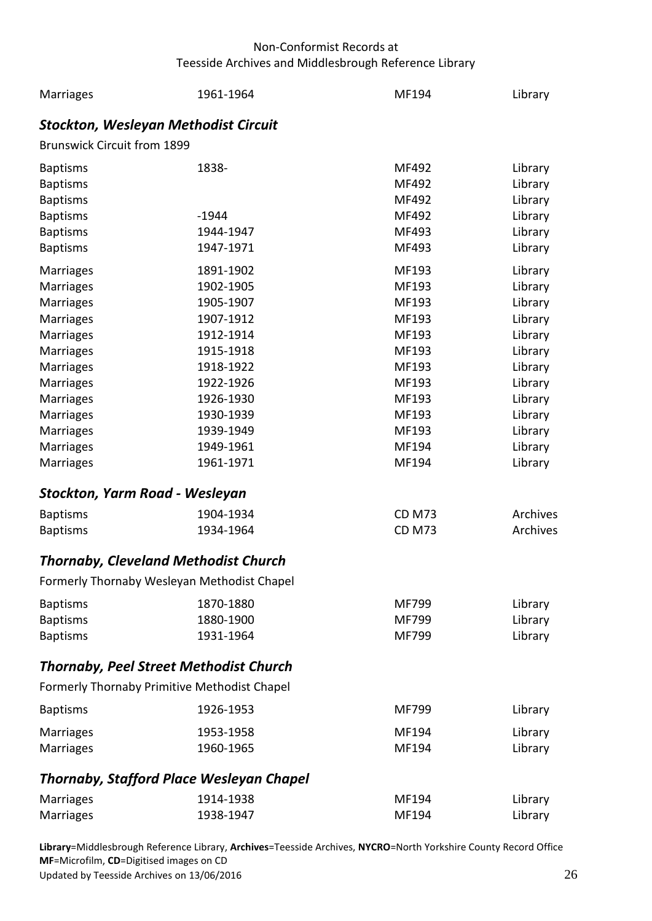| | | | |
|---|---|---|---|
| Marriages | 1961-1964 | MF194 | Library |

### *Stockton, Wesleyan Methodist Circuit*

Brunswick Circuit from 1899

| | | | |
|---|---|---|---|
| Baptisms | 1838- | MF492 | Library |
| Baptisms | | MF492 | Library |
| Baptisms | | MF492 | Library |
| Baptisms | -1944 | MF492 | Library |
| Baptisms | 1944-1947 | MF493 | Library |
| Baptisms | 1947-1971 | MF493 | Library |
| Marriages | 1891-1902 | MF193 | Library |
| Marriages | 1902-1905 | MF193 | Library |
| Marriages | 1905-1907 | MF193 | Library |
| Marriages | 1907-1912 | MF193 | Library |
| Marriages | 1912-1914 | MF193 | Library |
| Marriages | 1915-1918 | MF193 | Library |
| Marriages | 1918-1922 | MF193 | Library |
| Marriages | 1922-1926 | MF193 | Library |
| Marriages | 1926-1930 | MF193 | Library |
| Marriages | 1930-1939 | MF193 | Library |
| Marriages | 1939-1949 | MF193 | Library |
| Marriages | 1949-1961 | MF194 | Library |
| Marriages | 1961-1971 | MF194 | Library |

### *Stockton, Yarm Road - Wesleyan*

| | | | |
|---|---|---|---|
| Baptisms | 1904-1934 | CD M73 | Archives |
| Baptisms | 1934-1964 | CD M73 | Archives |

### *Thornaby, Cleveland Methodist Church*

Formerly Thornaby Wesleyan Methodist Chapel

| | | | |
|---|---|---|---|
| Baptisms | 1870-1880 | MF799 | Library |
| Baptisms | 1880-1900 | MF799 | Library |
| Baptisms | 1931-1964 | MF799 | Library |

### *Thornaby, Peel Street Methodist Church*

Formerly Thornaby Primitive Methodist Chapel

| | | | |
|---|---|---|---|
| Baptisms | 1926-1953 | MF799 | Library |
| Marriages | 1953-1958 | MF194 | Library |
| Marriages | 1960-1965 | MF194 | Library |

### *Thornaby, Stafford Place Wesleyan Chapel*

| | | | |
|---|---|---|---|
| Marriages | 1914-1938 | MF194 | Library |
| Marriages | 1938-1947 | MF194 | Library |

**Library**=Middlesbrough Reference Library, **Archives**=Teesside Archives, **NYCRO**=North Yorkshire County Record Office
**MF**=Microfilm, **CD**=Digitised images on CD
Updated by Teesside Archives on 13/06/2016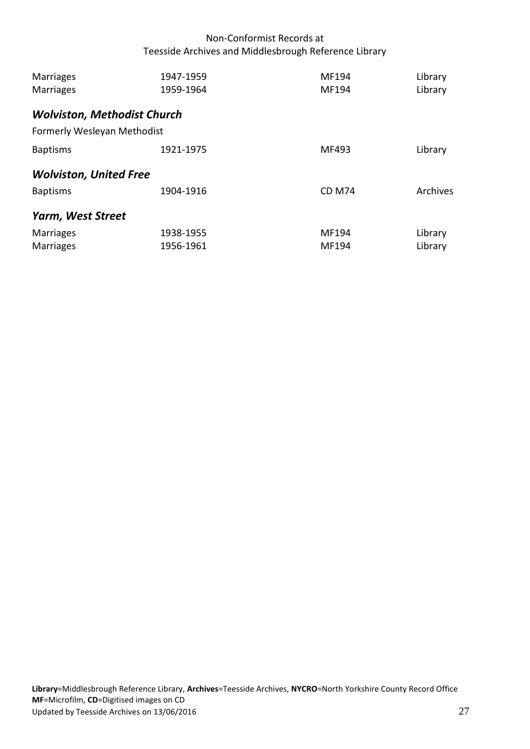| | | | |
|---|---|---|---|
| Marriages | 1947-1959 | MF194 | Library |
| Marriages | 1959-1964 | MF194 | Library |

### *Wolviston, Methodist Church*

Formerly Wesleyan Methodist

| | | | |
|---|---|---|---|
| Baptisms | 1921-1975 | MF493 | Library |

### *Wolviston, United Free*

| | | | |
|---|---|---|---|
| Baptisms | 1904-1916 | CD M74 | Archives |

### *Yarm, West Street*

| | | | |
|---|---|---|---|
| Marriages | 1938-1955 | MF194 | Library |
| Marriages | 1956-1961 | MF194 | Library |

**Library**=Middlesbrough Reference Library, **Archives**=Teesside Archives, **NYCRO**=North Yorkshire County Record Office
**MF**=Microfilm, **CD**=Digitised images on CD
Updated by Teesside Archives on 13/06/2016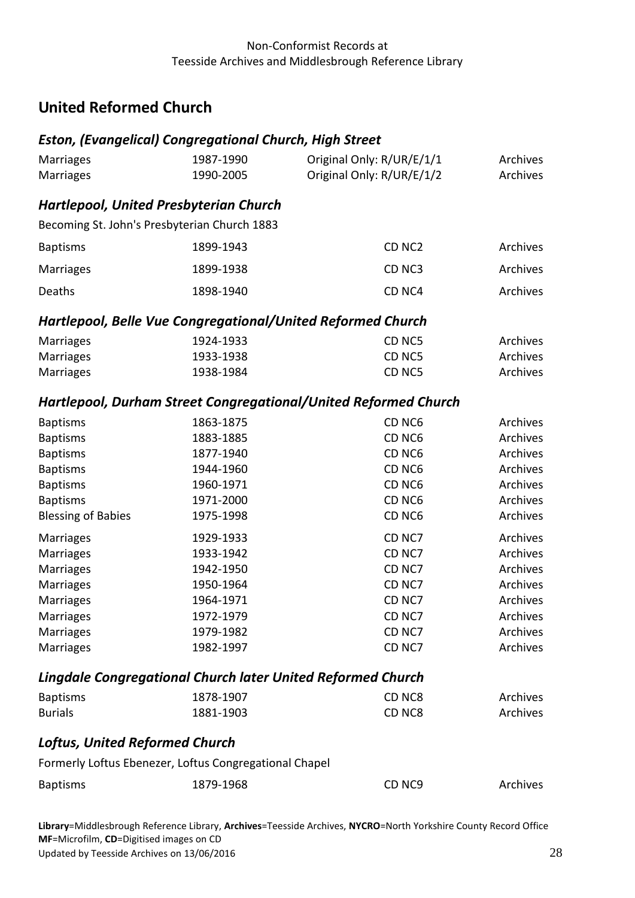## United Reformed Church

### *Eston, (Evangelical) Congregational Church, High Street*

| | | | |
|---|---|---|---|
| Marriages | 1987-1990 | Original Only: R/UR/E/1/1 | Archives |
| Marriages | 1990-2005 | Original Only: R/UR/E/1/2 | Archives |

### *Hartlepool, United Presbyterian Church*

Becoming St. John's Presbyterian Church 1883

| | | | |
|---|---|---|---|
| Baptisms | 1899-1943 | CD NC2 | Archives |
| Marriages | 1899-1938 | CD NC3 | Archives |
| Deaths | 1898-1940 | CD NC4 | Archives |

### *Hartlepool, Belle Vue Congregational/United Reformed Church*

| | | | |
|---|---|---|---|
| Marriages | 1924-1933 | CD NC5 | Archives |
| Marriages | 1933-1938 | CD NC5 | Archives |
| Marriages | 1938-1984 | CD NC5 | Archives |

### *Hartlepool, Durham Street Congregational/United Reformed Church*

| | | | |
|---|---|---|---|
| Baptisms | 1863-1875 | CD NC6 | Archives |
| Baptisms | 1883-1885 | CD NC6 | Archives |
| Baptisms | 1877-1940 | CD NC6 | Archives |
| Baptisms | 1944-1960 | CD NC6 | Archives |
| Baptisms | 1960-1971 | CD NC6 | Archives |
| Baptisms | 1971-2000 | CD NC6 | Archives |
| Blessing of Babies | 1975-1998 | CD NC6 | Archives |
| Marriages | 1929-1933 | CD NC7 | Archives |
| Marriages | 1933-1942 | CD NC7 | Archives |
| Marriages | 1942-1950 | CD NC7 | Archives |
| Marriages | 1950-1964 | CD NC7 | Archives |
| Marriages | 1964-1971 | CD NC7 | Archives |
| Marriages | 1972-1979 | CD NC7 | Archives |
| Marriages | 1979-1982 | CD NC7 | Archives |
| Marriages | 1982-1997 | CD NC7 | Archives |

### *Lingdale Congregational Church later United Reformed Church*

| | | | |
|---|---|---|---|
| Baptisms | 1878-1907 | CD NC8 | Archives |
| Burials | 1881-1903 | CD NC8 | Archives |

### *Loftus, United Reformed Church*

Formerly Loftus Ebenezer, Loftus Congregational Chapel

| | | | |
|---|---|---|---|
| Baptisms | 1879-1968 | CD NC9 | Archives |

**Library**=Middlesbrough Reference Library, **Archives**=Teesside Archives, **NYCRO**=North Yorkshire County Record Office
**MF**=Microfilm, **CD**=Digitised images on CD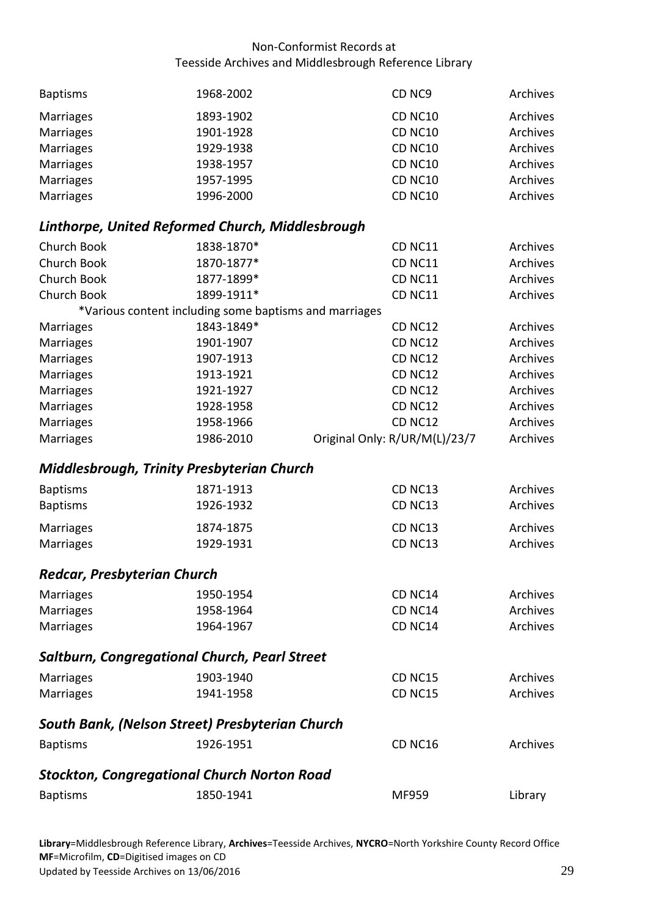| | | | |
|---|---|---|---|
| Baptisms | 1968-2002 | CD NC9 | Archives |
| Marriages | 1893-1902 | CD NC10 | Archives |
| Marriages | 1901-1928 | CD NC10 | Archives |
| Marriages | 1929-1938 | CD NC10 | Archives |
| Marriages | 1938-1957 | CD NC10 | Archives |
| Marriages | 1957-1995 | CD NC10 | Archives |
| Marriages | 1996-2000 | CD NC10 | Archives |

### *Linthorpe, United Reformed Church, Middlesbrough*

| | | | |
|---|---|---|---|
| Church Book | 1838-1870* | CD NC11 | Archives |
| Church Book | 1870-1877* | CD NC11 | Archives |
| Church Book | 1877-1899* | CD NC11 | Archives |
| Church Book | 1899-1911* | CD NC11 | Archives |
| *Various content including some baptisms and marriages | | | |
| Marriages | 1843-1849* | CD NC12 | Archives |
| Marriages | 1901-1907 | CD NC12 | Archives |
| Marriages | 1907-1913 | CD NC12 | Archives |
| Marriages | 1913-1921 | CD NC12 | Archives |
| Marriages | 1921-1927 | CD NC12 | Archives |
| Marriages | 1928-1958 | CD NC12 | Archives |
| Marriages | 1958-1966 | CD NC12 | Archives |
| Marriages | 1986-2010 | Original Only: R/UR/M(L)/23/7 | Archives |

### *Middlesbrough, Trinity Presbyterian Church*

| | | | |
|---|---|---|---|
| Baptisms | 1871-1913 | CD NC13 | Archives |
| Baptisms | 1926-1932 | CD NC13 | Archives |
| Marriages | 1874-1875 | CD NC13 | Archives |
| Marriages | 1929-1931 | CD NC13 | Archives |

### *Redcar, Presbyterian Church*

| | | | |
|---|---|---|---|
| Marriages | 1950-1954 | CD NC14 | Archives |
| Marriages | 1958-1964 | CD NC14 | Archives |
| Marriages | 1964-1967 | CD NC14 | Archives |

### *Saltburn, Congregational Church, Pearl Street*

| | | | |
|---|---|---|---|
| Marriages | 1903-1940 | CD NC15 | Archives |
| Marriages | 1941-1958 | CD NC15 | Archives |

### *South Bank, (Nelson Street) Presbyterian Church*

| | | | |
|---|---|---|---|
| Baptisms | 1926-1951 | CD NC16 | Archives |

### *Stockton, Congregational Church Norton Road*

| | | | |
|---|---|---|---|
| Baptisms | 1850-1941 | MF959 | Library |

**Library**=Middlesbrough Reference Library, **Archives**=Teesside Archives, **NYCRO**=North Yorkshire County Record Office
**MF**=Microfilm, **CD**=Digitised images on CD
Updated by Teesside Archives on 13/06/2016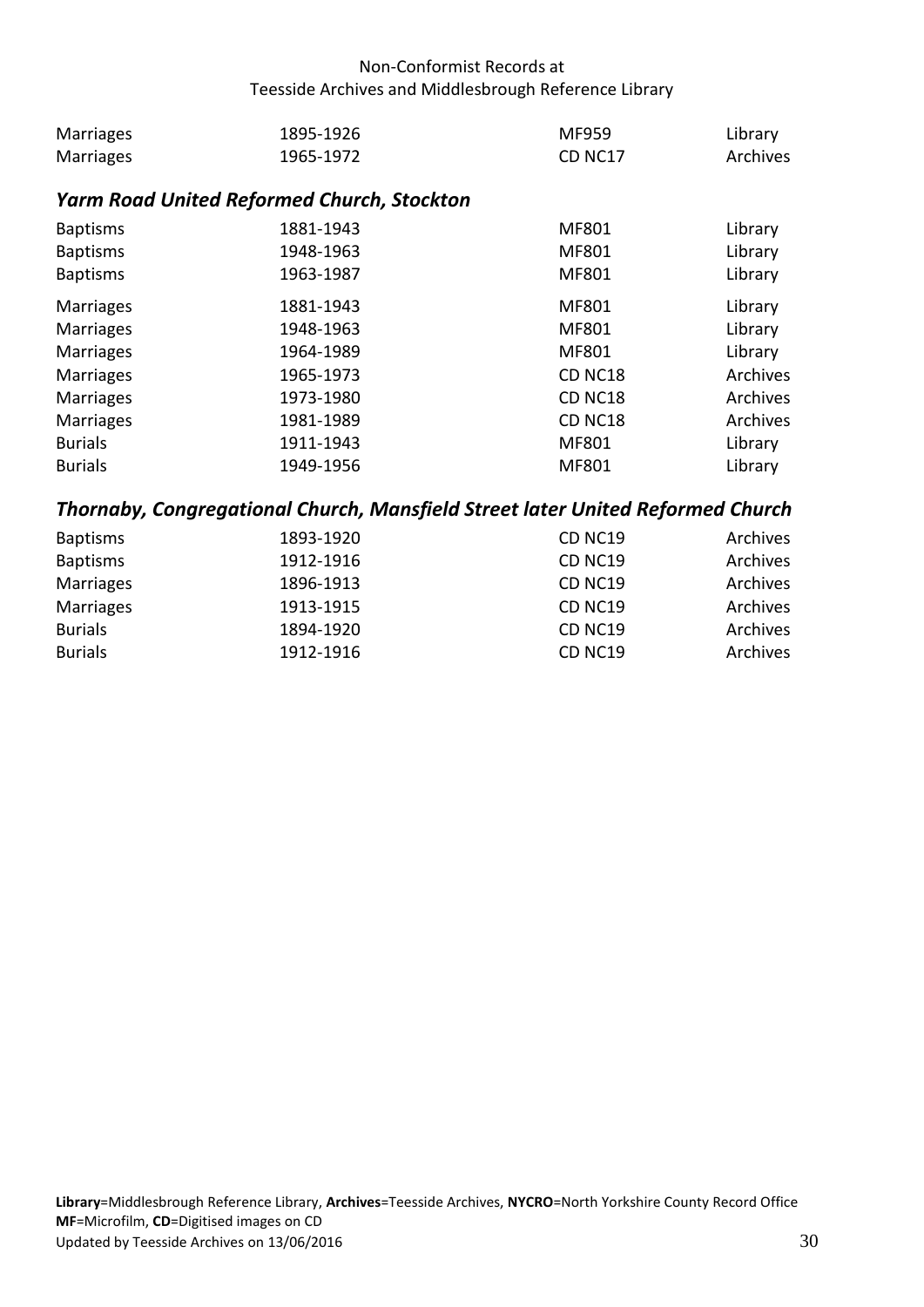| | | | |
|---|---|---|---|
| Marriages | 1895-1926 | MF959 | Library |
| Marriages | 1965-1972 | CD NC17 | Archives |

### *Yarm Road United Reformed Church, Stockton*

| | | | |
|---|---|---|---|
| Baptisms | 1881-1943 | MF801 | Library |
| Baptisms | 1948-1963 | MF801 | Library |
| Baptisms | 1963-1987 | MF801 | Library |
| Marriages | 1881-1943 | MF801 | Library |
| Marriages | 1948-1963 | MF801 | Library |
| Marriages | 1964-1989 | MF801 | Library |
| Marriages | 1965-1973 | CD NC18 | Archives |
| Marriages | 1973-1980 | CD NC18 | Archives |
| Marriages | 1981-1989 | CD NC18 | Archives |
| Burials | 1911-1943 | MF801 | Library |
| Burials | 1949-1956 | MF801 | Library |

### *Thornaby, Congregational Church, Mansfield Street later United Reformed Church*

| | | | |
|---|---|---|---|
| Baptisms | 1893-1920 | CD NC19 | Archives |
| Baptisms | 1912-1916 | CD NC19 | Archives |
| Marriages | 1896-1913 | CD NC19 | Archives |
| Marriages | 1913-1915 | CD NC19 | Archives |
| Burials | 1894-1920 | CD NC19 | Archives |
| Burials | 1912-1916 | CD NC19 | Archives |

**Library**=Middlesbrough Reference Library, **Archives**=Teesside Archives, **NYCRO**=North Yorkshire County Record Office
**MF**=Microfilm, **CD**=Digitised images on CD
Updated by Teesside Archives on 13/06/2016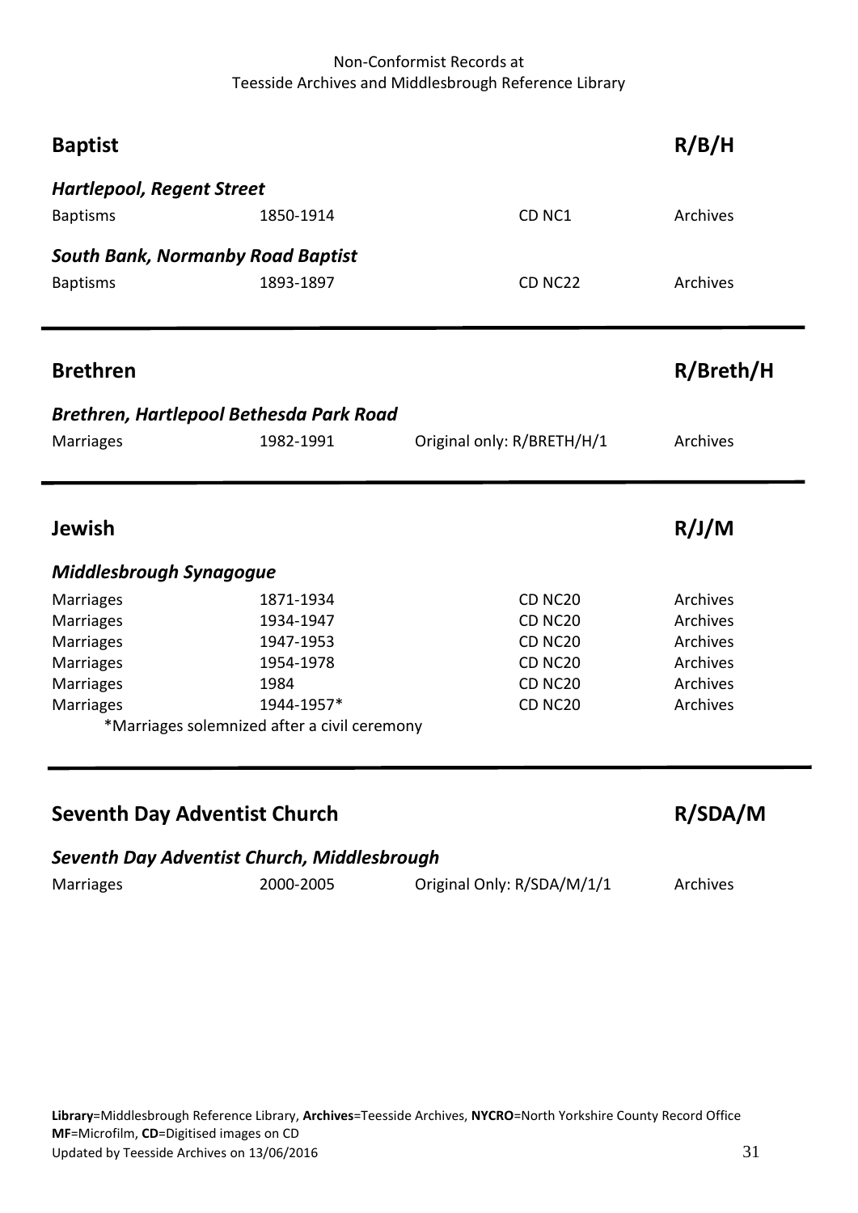## Baptist — R/B/H

### *Hartlepool, Regent Street*

| | | | |
|---|---|---|---|
| Baptisms | 1850-1914 | CD NC1 | Archives |

### *South Bank, Normanby Road Baptist*

| | | | |
|---|---|---|---|
| Baptisms | 1893-1897 | CD NC22 | Archives |

## Brethren — R/Breth/H

### *Brethren, Hartlepool Bethesda Park Road*

| | | | |
|---|---|---|---|
| Marriages | 1982-1991 | Original only: R/BRETH/H/1 | Archives |

## Jewish — R/J/M

### *Middlesbrough Synagogue*

| | | | |
|---|---|---|---|
| Marriages | 1871-1934 | CD NC20 | Archives |
| Marriages | 1934-1947 | CD NC20 | Archives |
| Marriages | 1947-1953 | CD NC20 | Archives |
| Marriages | 1954-1978 | CD NC20 | Archives |
| Marriages | 1984 | CD NC20 | Archives |
| Marriages | 1944-1957* | CD NC20 | Archives |

*Marriages solemnized after a civil ceremony

## Seventh Day Adventist Church — R/SDA/M

### *Seventh Day Adventist Church, Middlesbrough*

| | | | |
|---|---|---|---|
| Marriages | 2000-2005 | Original Only: R/SDA/M/1/1 | Archives |

**Library**=Middlesbrough Reference Library, **Archives**=Teesside Archives, **NYCRO**=North Yorkshire County Record Office
**MF**=Microfilm, **CD**=Digitised images on CD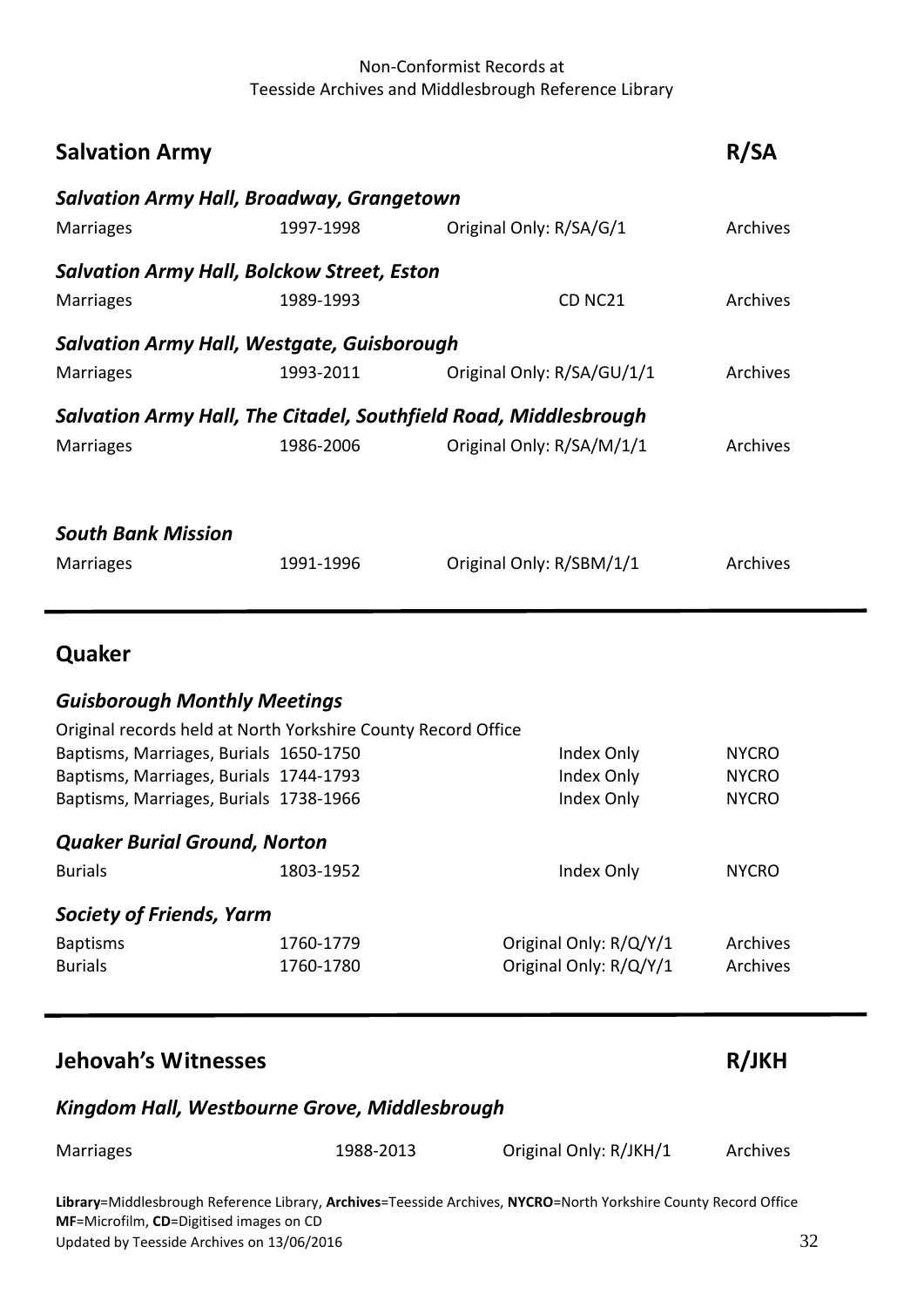## Salvation Army R/SA

### *Salvation Army Hall, Broadway, Grangetown*

| | | | |
|---|---|---|---|
| Marriages | 1997-1998 | Original Only: R/SA/G/1 | Archives |

### *Salvation Army Hall, Bolckow Street, Eston*

| | | | |
|---|---|---|---|
| Marriages | 1989-1993 | CD NC21 | Archives |

### *Salvation Army Hall, Westgate, Guisborough*

| | | | |
|---|---|---|---|
| Marriages | 1993-2011 | Original Only: R/SA/GU/1/1 | Archives |

### *Salvation Army Hall, The Citadel, Southfield Road, Middlesbrough*

| | | | |
|---|---|---|---|
| Marriages | 1986-2006 | Original Only: R/SA/M/1/1 | Archives |

### *South Bank Mission*

| | | | |
|---|---|---|---|
| Marriages | 1991-1996 | Original Only: R/SBM/1/1 | Archives |

## Quaker

### *Guisborough Monthly Meetings*

Original records held at North Yorkshire County Record Office

| | | | |
|---|---|---|---|
| Baptisms, Marriages, Burials | 1650-1750 | Index Only | NYCRO |
| Baptisms, Marriages, Burials | 1744-1793 | Index Only | NYCRO |
| Baptisms, Marriages, Burials | 1738-1966 | Index Only | NYCRO |

### *Quaker Burial Ground, Norton*

| | | | |
|---|---|---|---|
| Burials | 1803-1952 | Index Only | NYCRO |

### *Society of Friends, Yarm*

| | | | |
|---|---|---|---|
| Baptisms | 1760-1779 | Original Only: R/Q/Y/1 | Archives |
| Burials | 1760-1780 | Original Only: R/Q/Y/1 | Archives |

## Jehovah's Witnesses R/JKH

### *Kingdom Hall, Westbourne Grove, Middlesbrough*

| | | | |
|---|---|---|---|
| Marriages | 1988-2013 | Original Only: R/JKH/1 | Archives |

**Library**=Middlesbrough Reference Library, **Archives**=Teesside Archives, **NYCRO**=North Yorkshire County Record Office
**MF**=Microfilm, **CD**=Digitised images on CD
Updated by Teesside Archives on 13/06/2016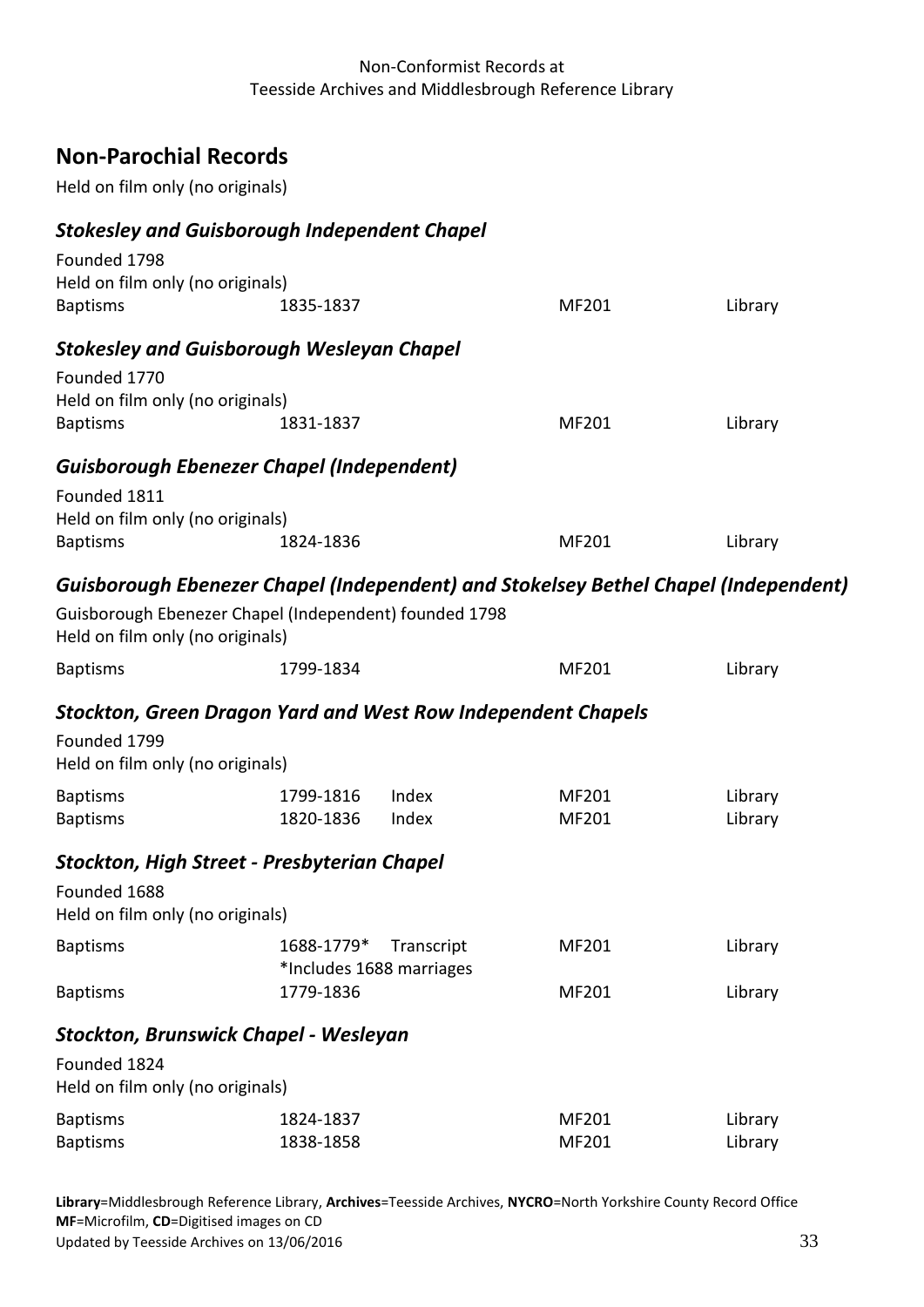## Non-Parochial Records

Held on film only (no originals)

### *Stokesley and Guisborough Independent Chapel*

Founded 1798
Held on film only (no originals)

| Baptisms | 1835-1837 | | MF201 | Library |
|---|---|---|---|---|

### *Stokesley and Guisborough Wesleyan Chapel*

Founded 1770
Held on film only (no originals)

| Baptisms | 1831-1837 | | MF201 | Library |
|---|---|---|---|---|

### *Guisborough Ebenezer Chapel (Independent)*

Founded 1811
Held on film only (no originals)

| Baptisms | 1824-1836 | | MF201 | Library |
|---|---|---|---|---|

### *Guisborough Ebenezer Chapel (Independent) and Stokelsey Bethel Chapel (Independent)*

Guisborough Ebenezer Chapel (Independent) founded 1798
Held on film only (no originals)

| Baptisms | 1799-1834 | | MF201 | Library |
|---|---|---|---|---|

### *Stockton, Green Dragon Yard and West Row Independent Chapels*

Founded 1799
Held on film only (no originals)

| Baptisms | 1799-1816 | Index | MF201 | Library |
|---|---|---|---|---|
| Baptisms | 1820-1836 | Index | MF201 | Library |

### *Stockton, High Street - Presbyterian Chapel*

Founded 1688
Held on film only (no originals)

| Baptisms | 1688-1779* *Includes 1688 marriages | Transcript | MF201 | Library |
|---|---|---|---|---|
| Baptisms | 1779-1836 | | MF201 | Library |

### *Stockton, Brunswick Chapel - Wesleyan*

Founded 1824
Held on film only (no originals)

| Baptisms | 1824-1837 | | MF201 | Library |
|---|---|---|---|---|
| Baptisms | 1838-1858 | | MF201 | Library |

**Library**=Middlesbrough Reference Library, **Archives**=Teesside Archives, **NYCRO**=North Yorkshire County Record Office
**MF**=Microfilm, **CD**=Digitised images on CD
Updated by Teesside Archives on 13/06/2016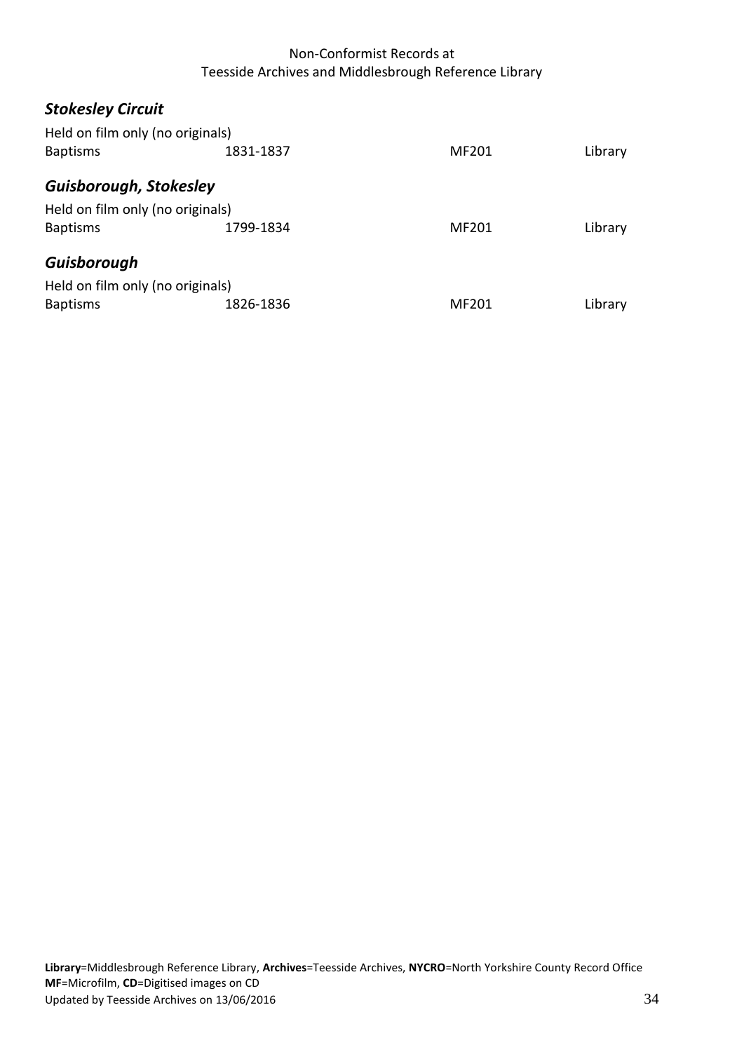### *Stokesley Circuit*

Held on film only (no originals)

| | | | |
|---|---|---|---|
| Baptisms | 1831-1837 | MF201 | Library |

### *Guisborough, Stokesley*

Held on film only (no originals)

| | | | |
|---|---|---|---|
| Baptisms | 1799-1834 | MF201 | Library |

### *Guisborough*

Held on film only (no originals)

| | | | |
|---|---|---|---|
| Baptisms | 1826-1836 | MF201 | Library |

**Library**=Middlesbrough Reference Library, **Archives**=Teesside Archives, **NYCRO**=North Yorkshire County Record Office
**MF**=Microfilm, **CD**=Digitised images on CD
Updated by Teesside Archives on 13/06/2016